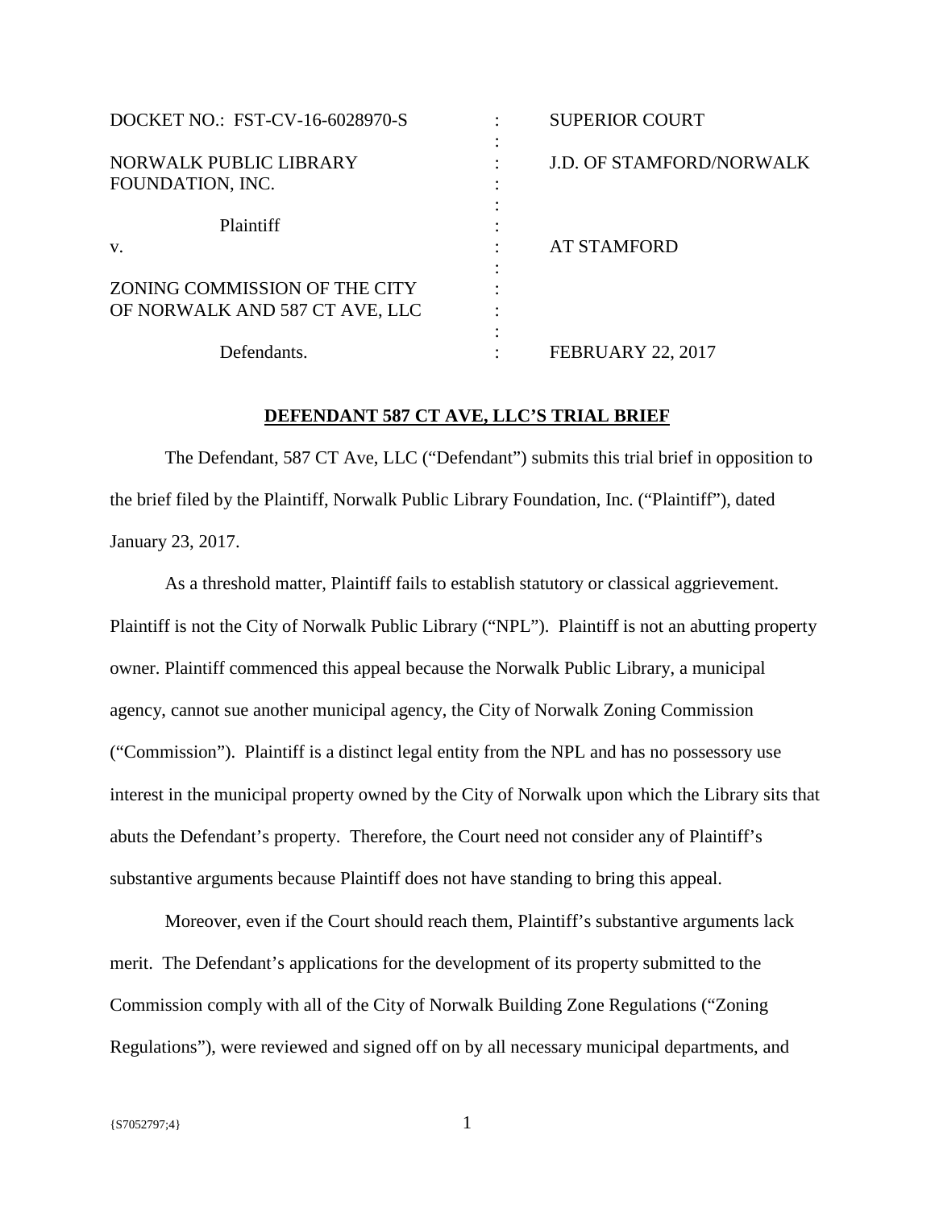| DOCKET NO.: FST-CV-16-6028970-S | : | SUPERIOR COURT |
|---|---|---|
| | : | |
| NORWALK PUBLIC LIBRARY FOUNDATION, INC. | : | J.D. OF STAMFORD/NORWALK |
| | : | |
| Plaintiff | : | |
| v. | : | AT STAMFORD |
| | : | |
| ZONING COMMISSION OF THE CITY OF NORWALK AND 587 CT AVE, LLC | : | |
| | : | |
| Defendants. | : | FEBRUARY 22, 2017 |

**DEFENDANT 587 CT AVE, LLC'S TRIAL BRIEF**

The Defendant, 587 CT Ave, LLC ("Defendant") submits this trial brief in opposition to the brief filed by the Plaintiff, Norwalk Public Library Foundation, Inc. ("Plaintiff"), dated January 23, 2017.

As a threshold matter, Plaintiff fails to establish statutory or classical aggrievement. Plaintiff is not the City of Norwalk Public Library ("NPL"). Plaintiff is not an abutting property owner. Plaintiff commenced this appeal because the Norwalk Public Library, a municipal agency, cannot sue another municipal agency, the City of Norwalk Zoning Commission ("Commission"). Plaintiff is a distinct legal entity from the NPL and has no possessory use interest in the municipal property owned by the City of Norwalk upon which the Library sits that abuts the Defendant's property. Therefore, the Court need not consider any of Plaintiff's substantive arguments because Plaintiff does not have standing to bring this appeal.

Moreover, even if the Court should reach them, Plaintiff's substantive arguments lack merit. The Defendant's applications for the development of its property submitted to the Commission comply with all of the City of Norwalk Building Zone Regulations ("Zoning Regulations"), were reviewed and signed off on by all necessary municipal departments, and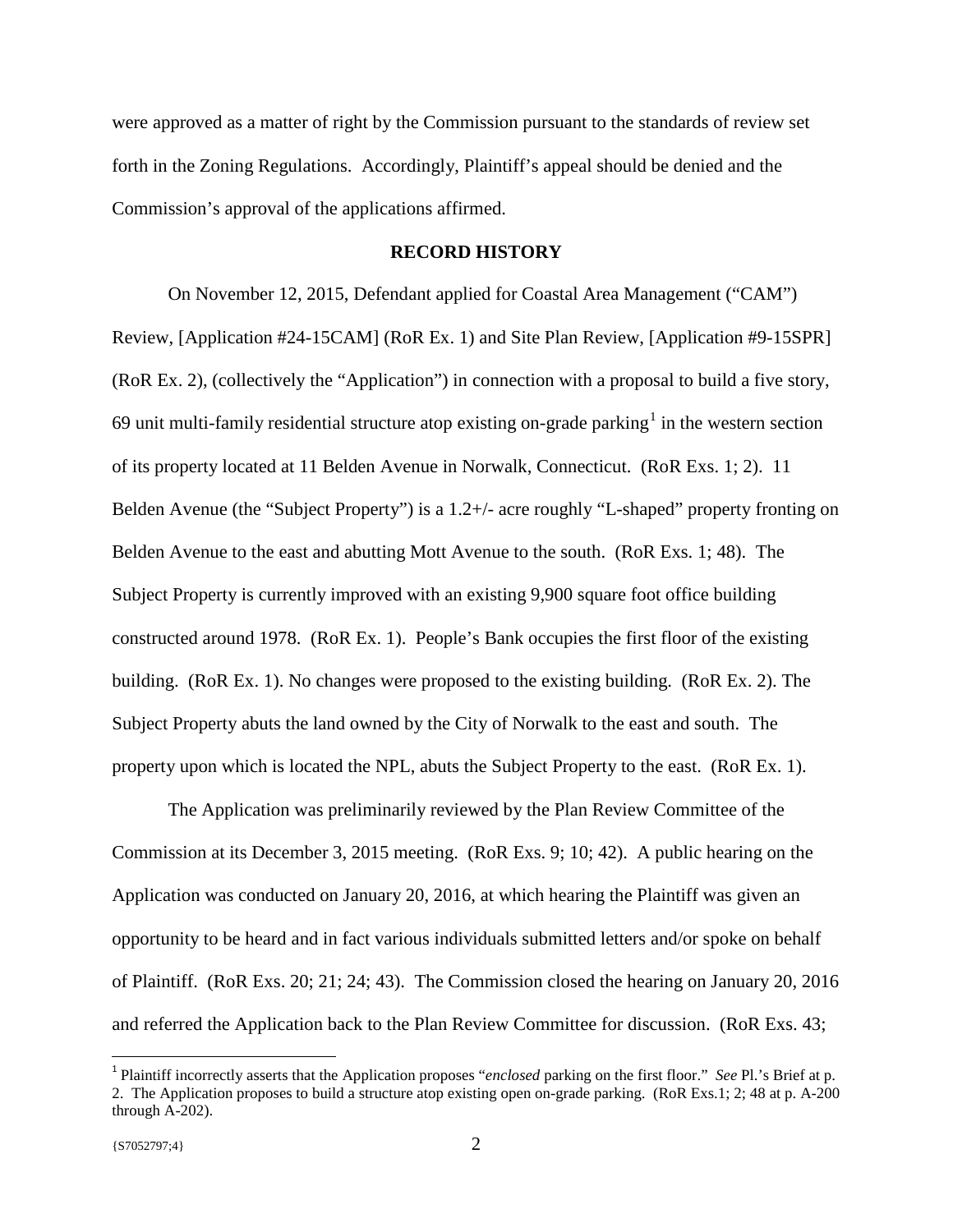were approved as a matter of right by the Commission pursuant to the standards of review set forth in the Zoning Regulations. Accordingly, Plaintiff's appeal should be denied and the Commission's approval of the applications affirmed.

## RECORD HISTORY

On November 12, 2015, Defendant applied for Coastal Area Management ("CAM") Review, [Application #24-15CAM] (RoR Ex. 1) and Site Plan Review, [Application #9-15SPR] (RoR Ex. 2), (collectively the "Application") in connection with a proposal to build a five story, 69 unit multi-family residential structure atop existing on-grade parking[1] in the western section of its property located at 11 Belden Avenue in Norwalk, Connecticut. (RoR Exs. 1; 2). 11 Belden Avenue (the "Subject Property") is a 1.2+/- acre roughly "L-shaped" property fronting on Belden Avenue to the east and abutting Mott Avenue to the south. (RoR Exs. 1; 48). The Subject Property is currently improved with an existing 9,900 square foot office building constructed around 1978. (RoR Ex. 1). People's Bank occupies the first floor of the existing building. (RoR Ex. 1). No changes were proposed to the existing building. (RoR Ex. 2). The Subject Property abuts the land owned by the City of Norwalk to the east and south. The property upon which is located the NPL, abuts the Subject Property to the east. (RoR Ex. 1).

The Application was preliminarily reviewed by the Plan Review Committee of the Commission at its December 3, 2015 meeting. (RoR Exs. 9; 10; 42). A public hearing on the Application was conducted on January 20, 2016, at which hearing the Plaintiff was given an opportunity to be heard and in fact various individuals submitted letters and/or spoke on behalf of Plaintiff. (RoR Exs. 20; 21; 24; 43). The Commission closed the hearing on January 20, 2016 and referred the Application back to the Plan Review Committee for discussion. (RoR Exs. 43;

---

[1] Plaintiff incorrectly asserts that the Application proposes "*enclosed* parking on the first floor." *See* Pl.'s Brief at p. 2. The Application proposes to build a structure atop existing open on-grade parking. (RoR Exs.1; 2; 48 at p. A-200 through A-202).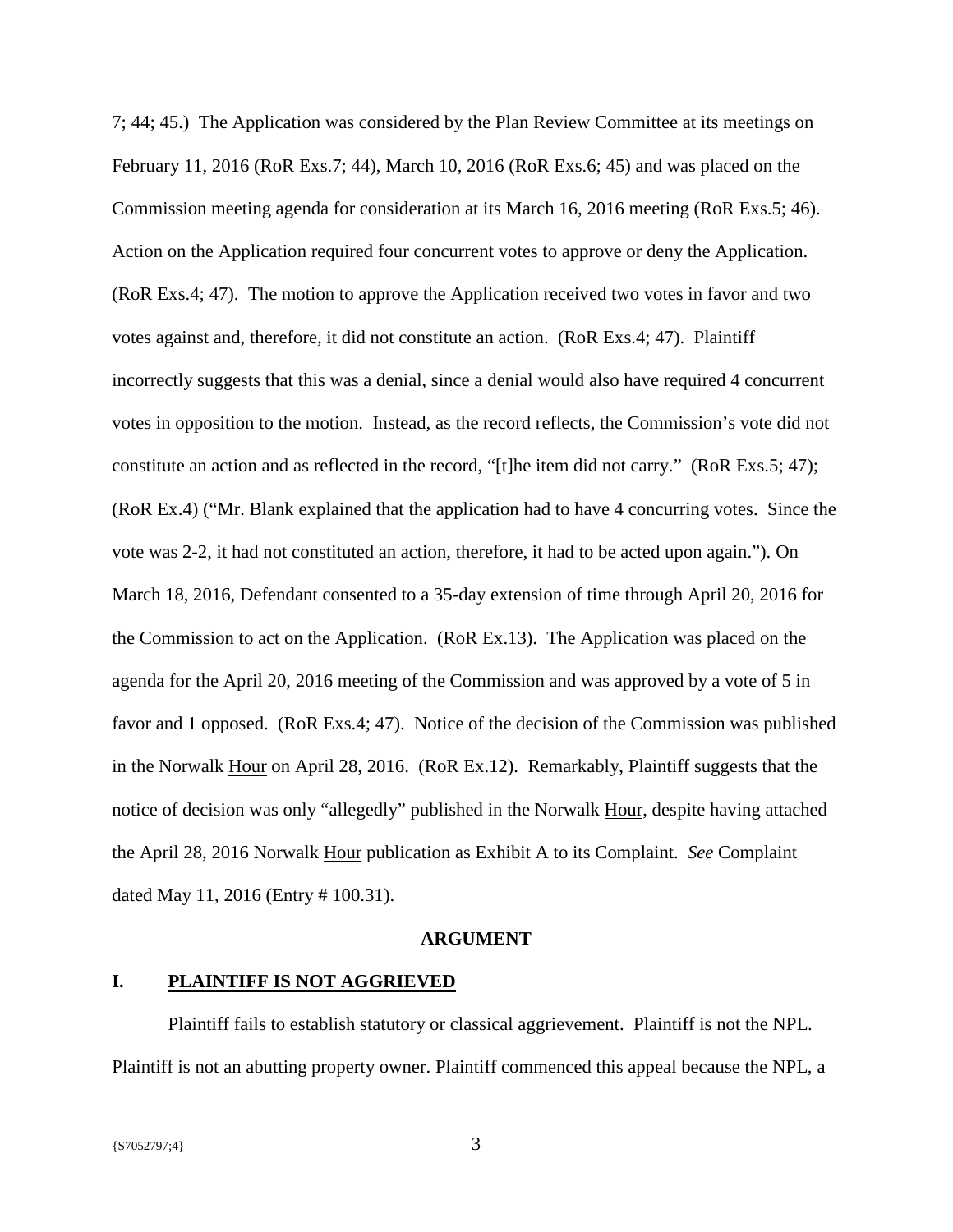7; 44; 45.) The Application was considered by the Plan Review Committee at its meetings on February 11, 2016 (RoR Exs.7; 44), March 10, 2016 (RoR Exs.6; 45) and was placed on the Commission meeting agenda for consideration at its March 16, 2016 meeting (RoR Exs.5; 46). Action on the Application required four concurrent votes to approve or deny the Application. (RoR Exs.4; 47). The motion to approve the Application received two votes in favor and two votes against and, therefore, it did not constitute an action. (RoR Exs.4; 47). Plaintiff incorrectly suggests that this was a denial, since a denial would also have required 4 concurrent votes in opposition to the motion. Instead, as the record reflects, the Commission's vote did not constitute an action and as reflected in the record, "[t]he item did not carry." (RoR Exs.5; 47); (RoR Ex.4) ("Mr. Blank explained that the application had to have 4 concurring votes. Since the vote was 2-2, it had not constituted an action, therefore, it had to be acted upon again."). On March 18, 2016, Defendant consented to a 35-day extension of time through April 20, 2016 for the Commission to act on the Application. (RoR Ex.13). The Application was placed on the agenda for the April 20, 2016 meeting of the Commission and was approved by a vote of 5 in favor and 1 opposed. (RoR Exs.4; 47). Notice of the decision of the Commission was published in the Norwalk <u>Hour</u> on April 28, 2016. (RoR Ex.12). Remarkably, Plaintiff suggests that the notice of decision was only "allegedly" published in the Norwalk <u>Hour</u>, despite having attached the April 28, 2016 Norwalk <u>Hour</u> publication as Exhibit A to its Complaint. *See* Complaint dated May 11, 2016 (Entry # 100.31).

## ARGUMENT

### I. PLAINTIFF IS NOT AGGRIEVED

Plaintiff fails to establish statutory or classical aggrievement. Plaintiff is not the NPL. Plaintiff is not an abutting property owner. Plaintiff commenced this appeal because the NPL, a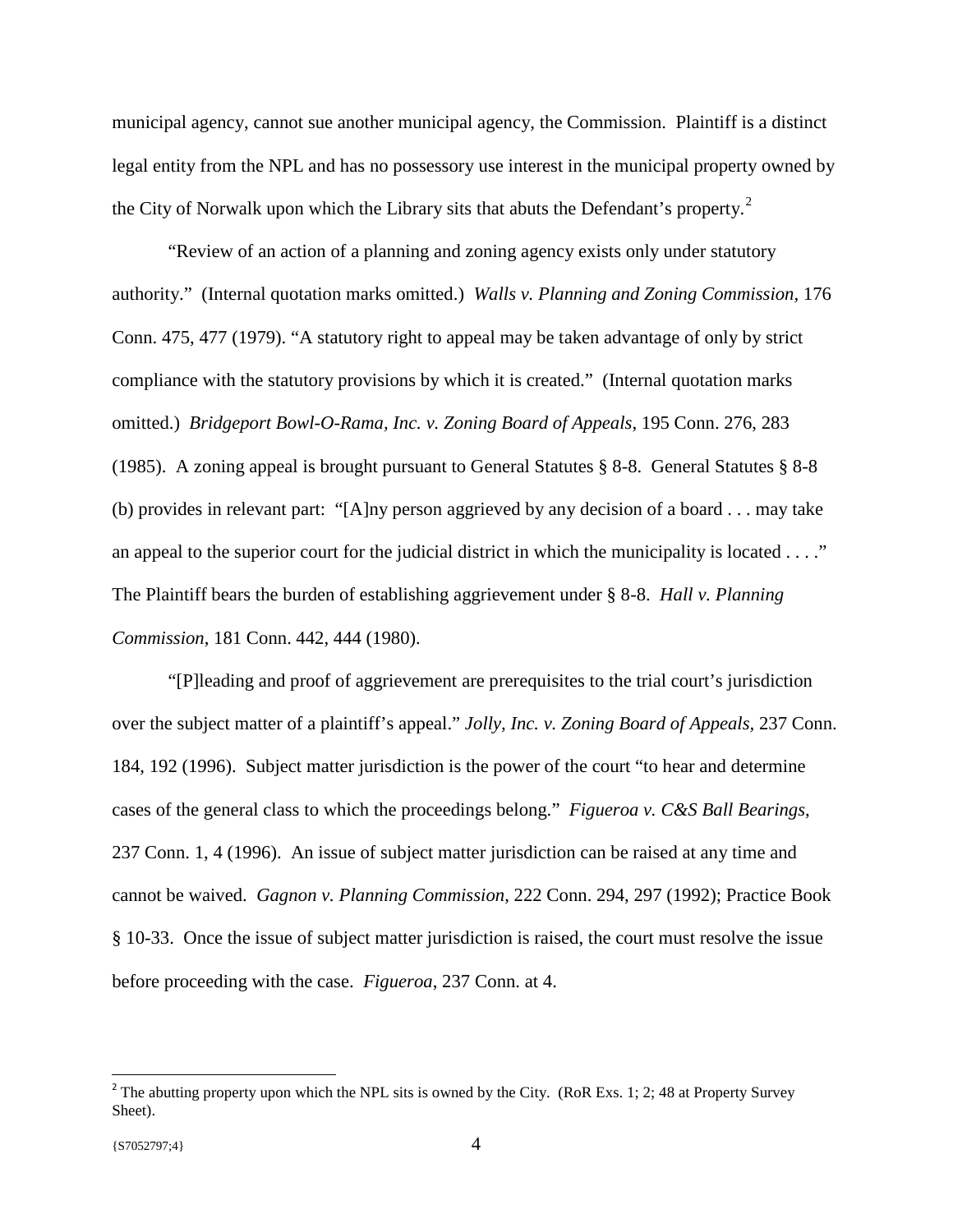municipal agency, cannot sue another municipal agency, the Commission. Plaintiff is a distinct legal entity from the NPL and has no possessory use interest in the municipal property owned by the City of Norwalk upon which the Library sits that abuts the Defendant's property.[2]

"Review of an action of a planning and zoning agency exists only under statutory authority." (Internal quotation marks omitted.) *Walls v. Planning and Zoning Commission*, 176 Conn. 475, 477 (1979). "A statutory right to appeal may be taken advantage of only by strict compliance with the statutory provisions by which it is created." (Internal quotation marks omitted.) *Bridgeport Bowl-O-Rama, Inc. v. Zoning Board of Appeals*, 195 Conn. 276, 283 (1985). A zoning appeal is brought pursuant to General Statutes § 8-8. General Statutes § 8-8 (b) provides in relevant part: "[A]ny person aggrieved by any decision of a board . . . may take an appeal to the superior court for the judicial district in which the municipality is located . . . ." The Plaintiff bears the burden of establishing aggrievement under § 8-8. *Hall v. Planning Commission*, 181 Conn. 442, 444 (1980).

"[P]leading and proof of aggrievement are prerequisites to the trial court's jurisdiction over the subject matter of a plaintiff's appeal." *Jolly, Inc. v. Zoning Board of Appeals*, 237 Conn. 184, 192 (1996). Subject matter jurisdiction is the power of the court "to hear and determine cases of the general class to which the proceedings belong." *Figueroa v. C&S Ball Bearings*, 237 Conn. 1, 4 (1996). An issue of subject matter jurisdiction can be raised at any time and cannot be waived. *Gagnon v. Planning Commission*, 222 Conn. 294, 297 (1992); Practice Book § 10-33. Once the issue of subject matter jurisdiction is raised, the court must resolve the issue before proceeding with the case. *Figueroa*, 237 Conn. at 4.

---

[2] The abutting property upon which the NPL sits is owned by the City. (RoR Exs. 1; 2; 48 at Property Survey Sheet).

{S7052797;4}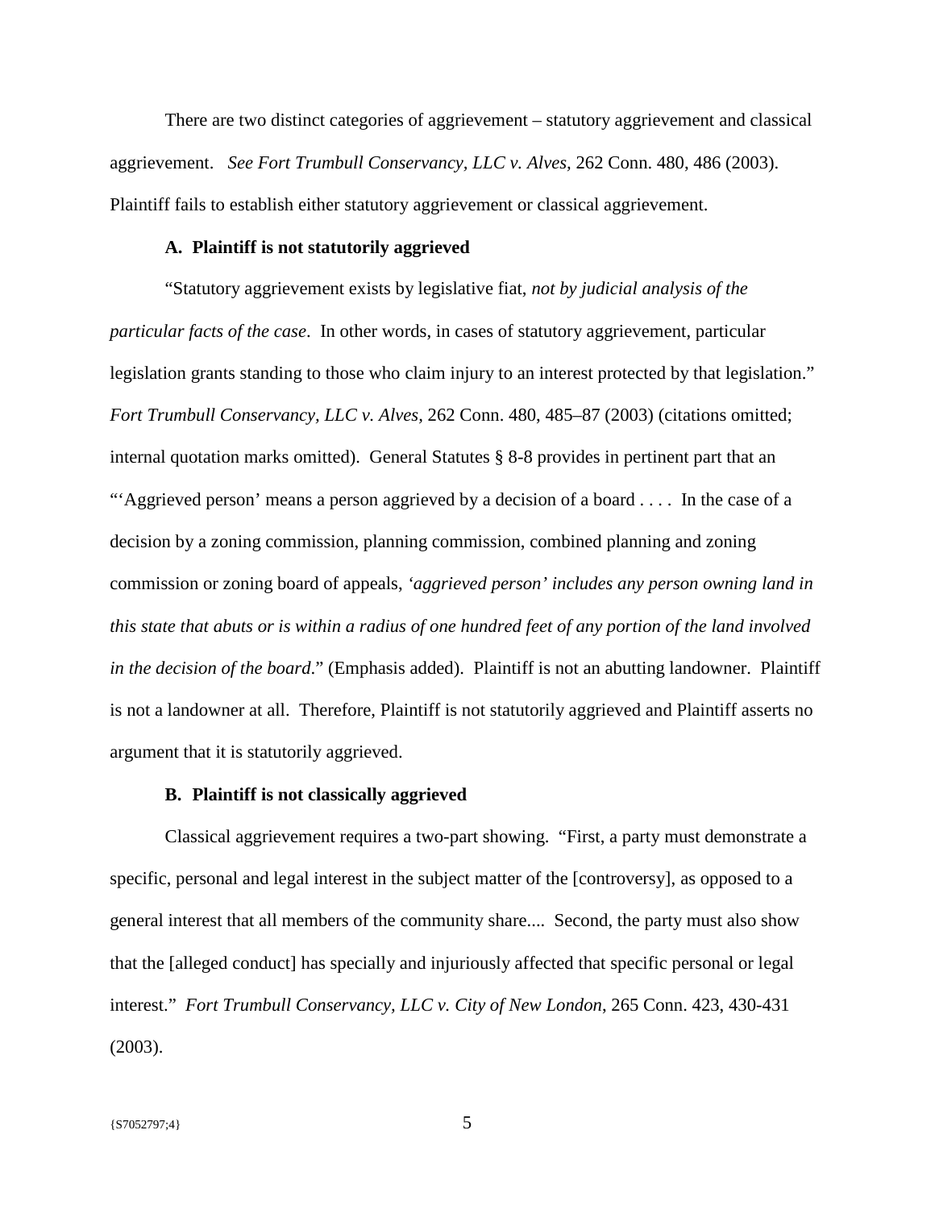There are two distinct categories of aggrievement – statutory aggrievement and classical aggrievement. *See Fort Trumbull Conservancy, LLC v. Alves,* 262 Conn. 480, 486 (2003). Plaintiff fails to establish either statutory aggrievement or classical aggrievement.

### A. Plaintiff is not statutorily aggrieved

"Statutory aggrievement exists by legislative fiat, *not by judicial analysis of the particular facts of the case*. In other words, in cases of statutory aggrievement, particular legislation grants standing to those who claim injury to an interest protected by that legislation." *Fort Trumbull Conservancy, LLC v. Alves,* 262 Conn. 480, 485–87 (2003) (citations omitted; internal quotation marks omitted). General Statutes § 8-8 provides in pertinent part that an "'Aggrieved person' means a person aggrieved by a decision of a board . . . . In the case of a decision by a zoning commission, planning commission, combined planning and zoning commission or zoning board of appeals, *'aggrieved person' includes any person owning land in this state that abuts or is within a radius of one hundred feet of any portion of the land involved in the decision of the board*." (Emphasis added). Plaintiff is not an abutting landowner. Plaintiff is not a landowner at all. Therefore, Plaintiff is not statutorily aggrieved and Plaintiff asserts no argument that it is statutorily aggrieved.

### B. Plaintiff is not classically aggrieved

Classical aggrievement requires a two-part showing. "First, a party must demonstrate a specific, personal and legal interest in the subject matter of the [controversy], as opposed to a general interest that all members of the community share.... Second, the party must also show that the [alleged conduct] has specially and injuriously affected that specific personal or legal interest." *Fort Trumbull Conservancy, LLC v. City of New London*, 265 Conn. 423, 430-431 (2003).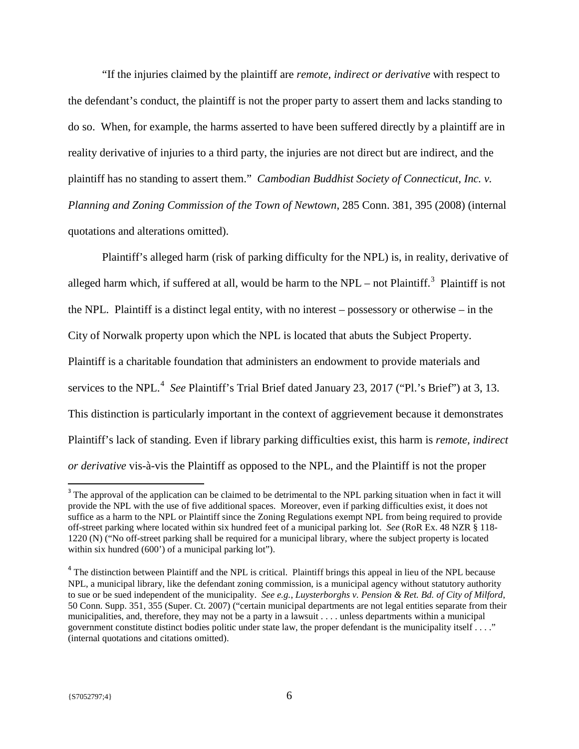"If the injuries claimed by the plaintiff are *remote, indirect or derivative* with respect to the defendant's conduct, the plaintiff is not the proper party to assert them and lacks standing to do so. When, for example, the harms asserted to have been suffered directly by a plaintiff are in reality derivative of injuries to a third party, the injuries are not direct but are indirect, and the plaintiff has no standing to assert them." *Cambodian Buddhist Society of Connecticut, Inc. v. Planning and Zoning Commission of the Town of Newtown*, 285 Conn. 381, 395 (2008) (internal quotations and alterations omitted).

Plaintiff's alleged harm (risk of parking difficulty for the NPL) is, in reality, derivative of alleged harm which, if suffered at all, would be harm to the NPL – not Plaintiff.[3] Plaintiff is not the NPL. Plaintiff is a distinct legal entity, with no interest – possessory or otherwise – in the City of Norwalk property upon which the NPL is located that abuts the Subject Property. Plaintiff is a charitable foundation that administers an endowment to provide materials and services to the NPL.[4] *See* Plaintiff's Trial Brief dated January 23, 2017 ("Pl.'s Brief") at 3, 13. This distinction is particularly important in the context of aggrievement because it demonstrates Plaintiff's lack of standing. Even if library parking difficulties exist, this harm is *remote, indirect or derivative* vis-à-vis the Plaintiff as opposed to the NPL, and the Plaintiff is not the proper

---

[3] The approval of the application can be claimed to be detrimental to the NPL parking situation when in fact it will provide the NPL with the use of five additional spaces. Moreover, even if parking difficulties exist, it does not suffice as a harm to the NPL or Plaintiff since the Zoning Regulations exempt NPL from being required to provide off-street parking where located within six hundred feet of a municipal parking lot. *See* (RoR Ex. 48 NZR § 118-1220 (N) ("No off-street parking shall be required for a municipal library, where the subject property is located within six hundred (600') of a municipal parking lot").

[4] The distinction between Plaintiff and the NPL is critical. Plaintiff brings this appeal in lieu of the NPL because NPL, a municipal library, like the defendant zoning commission, is a municipal agency without statutory authority to sue or be sued independent of the municipality. *See e.g.*, *Luysterborghs v. Pension & Ret. Bd. of City of Milford*, 50 Conn. Supp. 351, 355 (Super. Ct. 2007) ("certain municipal departments are not legal entities separate from their municipalities, and, therefore, they may not be a party in a lawsuit . . . . unless departments within a municipal government constitute distinct bodies politic under state law, the proper defendant is the municipality itself . . . ." (internal quotations and citations omitted).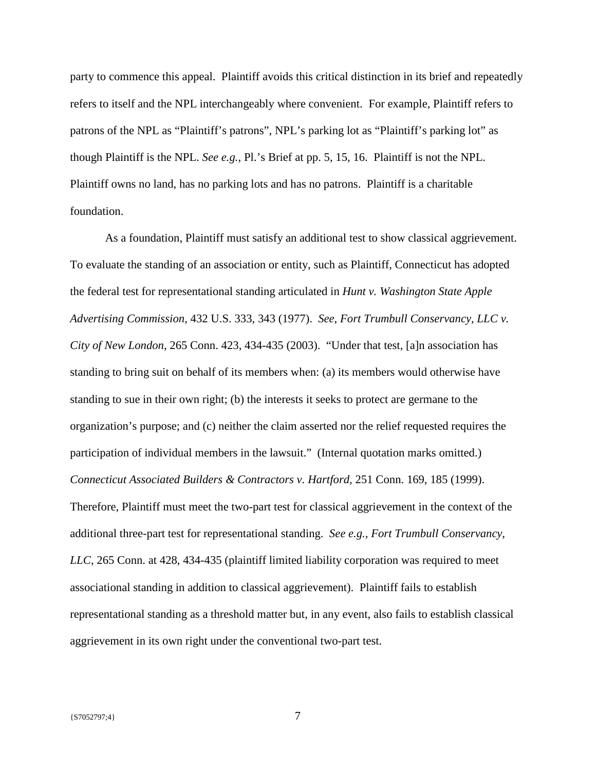party to commence this appeal. Plaintiff avoids this critical distinction in its brief and repeatedly refers to itself and the NPL interchangeably where convenient. For example, Plaintiff refers to patrons of the NPL as "Plaintiff's patrons", NPL's parking lot as "Plaintiff's parking lot" as though Plaintiff is the NPL. *See e.g.*, Pl.'s Brief at pp. 5, 15, 16. Plaintiff is not the NPL. Plaintiff owns no land, has no parking lots and has no patrons. Plaintiff is a charitable foundation.

As a foundation, Plaintiff must satisfy an additional test to show classical aggrievement. To evaluate the standing of an association or entity, such as Plaintiff, Connecticut has adopted the federal test for representational standing articulated in *Hunt v. Washington State Apple Advertising Commission*, 432 U.S. 333, 343 (1977). *See*, *Fort Trumbull Conservancy, LLC v. City of New London*, 265 Conn. 423, 434-435 (2003). "Under that test, [a]n association has standing to bring suit on behalf of its members when: (a) its members would otherwise have standing to sue in their own right; (b) the interests it seeks to protect are germane to the organization's purpose; and (c) neither the claim asserted nor the relief requested requires the participation of individual members in the lawsuit." (Internal quotation marks omitted.) *Connecticut Associated Builders & Contractors v. Hartford*, 251 Conn. 169, 185 (1999). Therefore, Plaintiff must meet the two-part test for classical aggrievement in the context of the additional three-part test for representational standing. *See e.g., Fort Trumbull Conservancy, LLC*, 265 Conn. at 428, 434-435 (plaintiff limited liability corporation was required to meet associational standing in addition to classical aggrievement). Plaintiff fails to establish representational standing as a threshold matter but, in any event, also fails to establish classical aggrievement in its own right under the conventional two-part test.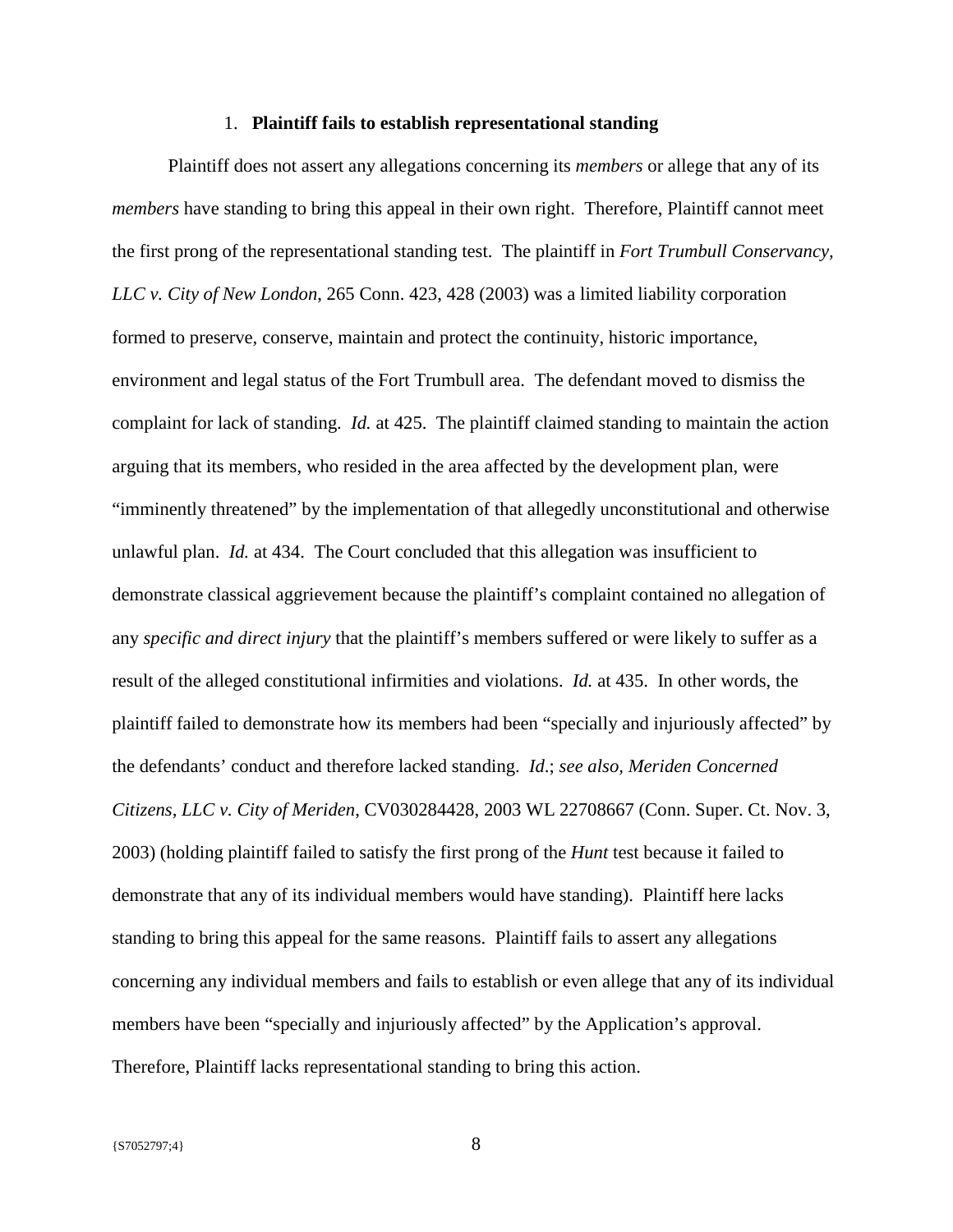### 1. **Plaintiff fails to establish representational standing**

Plaintiff does not assert any allegations concerning its *members* or allege that any of its *members* have standing to bring this appeal in their own right. Therefore, Plaintiff cannot meet the first prong of the representational standing test. The plaintiff in *Fort Trumbull Conservancy, LLC v. City of New London*, 265 Conn. 423, 428 (2003) was a limited liability corporation formed to preserve, conserve, maintain and protect the continuity, historic importance, environment and legal status of the Fort Trumbull area. The defendant moved to dismiss the complaint for lack of standing. *Id.* at 425. The plaintiff claimed standing to maintain the action arguing that its members, who resided in the area affected by the development plan, were "imminently threatened" by the implementation of that allegedly unconstitutional and otherwise unlawful plan. *Id.* at 434. The Court concluded that this allegation was insufficient to demonstrate classical aggrievement because the plaintiff's complaint contained no allegation of any *specific and direct injury* that the plaintiff's members suffered or were likely to suffer as a result of the alleged constitutional infirmities and violations. *Id.* at 435. In other words, the plaintiff failed to demonstrate how its members had been "specially and injuriously affected" by the defendants' conduct and therefore lacked standing. *Id*.; *see also, Meriden Concerned Citizens, LLC v. City of Meriden*, CV030284428, 2003 WL 22708667 (Conn. Super. Ct. Nov. 3, 2003) (holding plaintiff failed to satisfy the first prong of the *Hunt* test because it failed to demonstrate that any of its individual members would have standing). Plaintiff here lacks standing to bring this appeal for the same reasons. Plaintiff fails to assert any allegations concerning any individual members and fails to establish or even allege that any of its individual members have been "specially and injuriously affected" by the Application's approval. Therefore, Plaintiff lacks representational standing to bring this action.

{S7052797;4}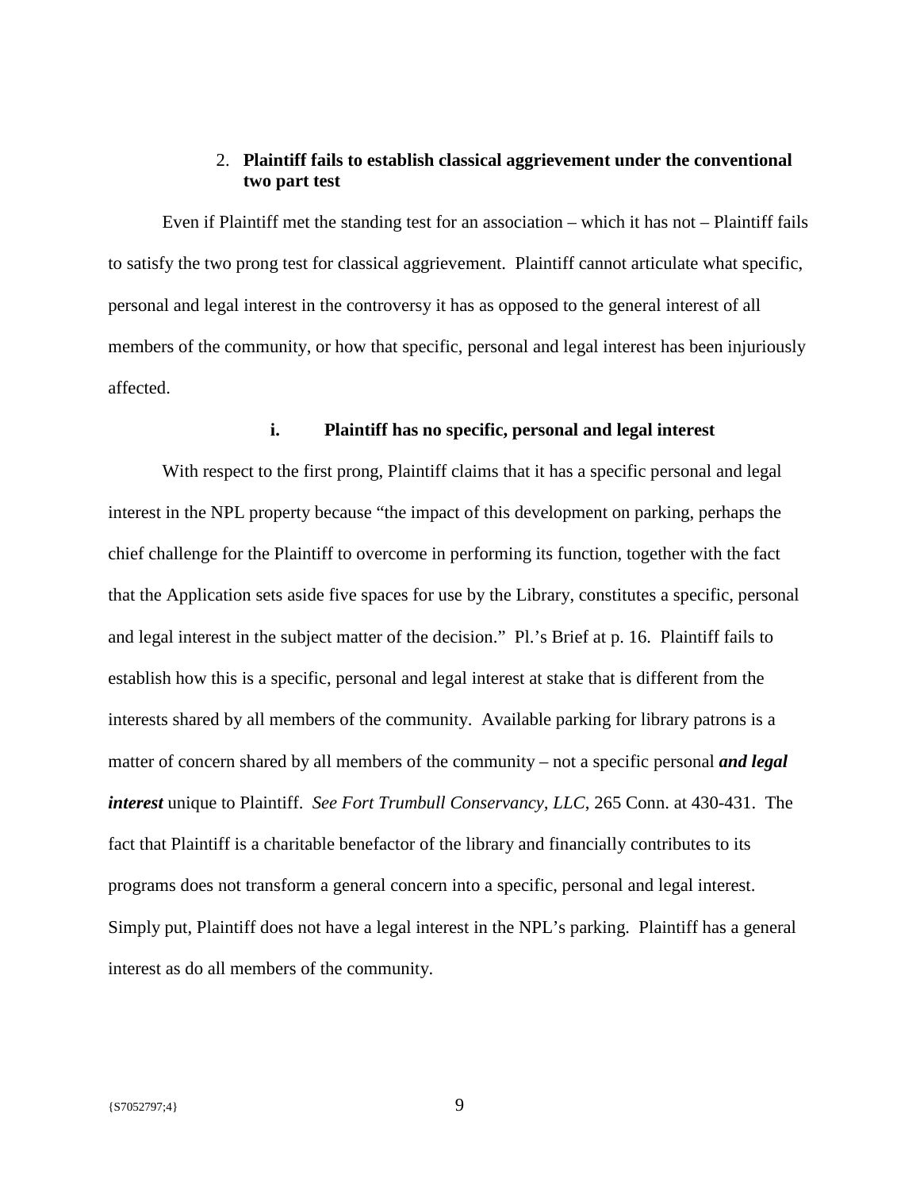2. **Plaintiff fails to establish classical aggrievement under the conventional two part test**

Even if Plaintiff met the standing test for an association – which it has not – Plaintiff fails to satisfy the two prong test for classical aggrievement. Plaintiff cannot articulate what specific, personal and legal interest in the controversy it has as opposed to the general interest of all members of the community, or how that specific, personal and legal interest has been injuriously affected.

**i. Plaintiff has no specific, personal and legal interest**

With respect to the first prong, Plaintiff claims that it has a specific personal and legal interest in the NPL property because "the impact of this development on parking, perhaps the chief challenge for the Plaintiff to overcome in performing its function, together with the fact that the Application sets aside five spaces for use by the Library, constitutes a specific, personal and legal interest in the subject matter of the decision." Pl.'s Brief at p. 16. Plaintiff fails to establish how this is a specific, personal and legal interest at stake that is different from the interests shared by all members of the community. Available parking for library patrons is a matter of concern shared by all members of the community – not a specific personal ***and legal interest*** unique to Plaintiff. *See Fort Trumbull Conservancy, LLC*, 265 Conn. at 430-431. The fact that Plaintiff is a charitable benefactor of the library and financially contributes to its programs does not transform a general concern into a specific, personal and legal interest. Simply put, Plaintiff does not have a legal interest in the NPL's parking. Plaintiff has a general interest as do all members of the community.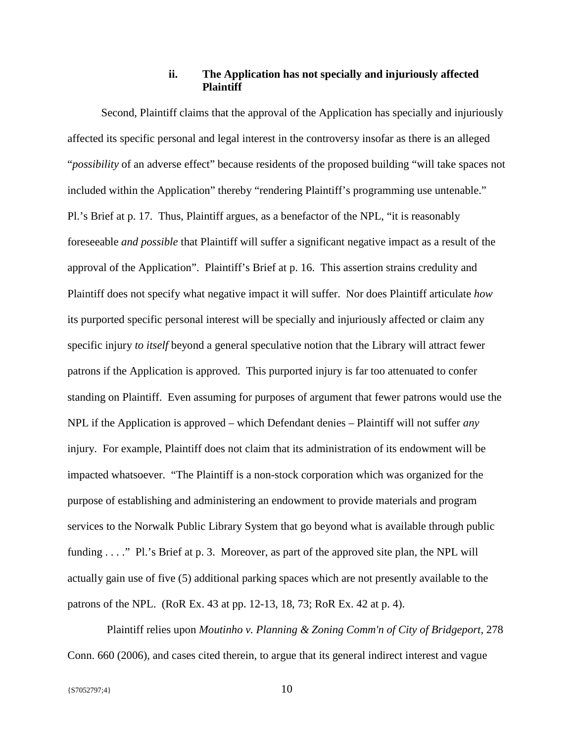### ii. The Application has not specially and injuriously affected Plaintiff

Second, Plaintiff claims that the approval of the Application has specially and injuriously affected its specific personal and legal interest in the controversy insofar as there is an alleged "*possibility* of an adverse effect" because residents of the proposed building "will take spaces not included within the Application" thereby "rendering Plaintiff's programming use untenable." Pl.'s Brief at p. 17. Thus, Plaintiff argues, as a benefactor of the NPL, "it is reasonably foreseeable *and possible* that Plaintiff will suffer a significant negative impact as a result of the approval of the Application". Plaintiff's Brief at p. 16. This assertion strains credulity and Plaintiff does not specify what negative impact it will suffer. Nor does Plaintiff articulate *how* its purported specific personal interest will be specially and injuriously affected or claim any specific injury *to itself* beyond a general speculative notion that the Library will attract fewer patrons if the Application is approved. This purported injury is far too attenuated to confer standing on Plaintiff. Even assuming for purposes of argument that fewer patrons would use the NPL if the Application is approved – which Defendant denies – Plaintiff will not suffer *any* injury. For example, Plaintiff does not claim that its administration of its endowment will be impacted whatsoever. "The Plaintiff is a non-stock corporation which was organized for the purpose of establishing and administering an endowment to provide materials and program services to the Norwalk Public Library System that go beyond what is available through public funding . . . ." Pl.'s Brief at p. 3. Moreover, as part of the approved site plan, the NPL will actually gain use of five (5) additional parking spaces which are not presently available to the patrons of the NPL. (RoR Ex. 43 at pp. 12-13, 18, 73; RoR Ex. 42 at p. 4).

Plaintiff relies upon *Moutinho v. Planning & Zoning Comm'n of City of Bridgeport*, 278 Conn. 660 (2006), and cases cited therein, to argue that its general indirect interest and vague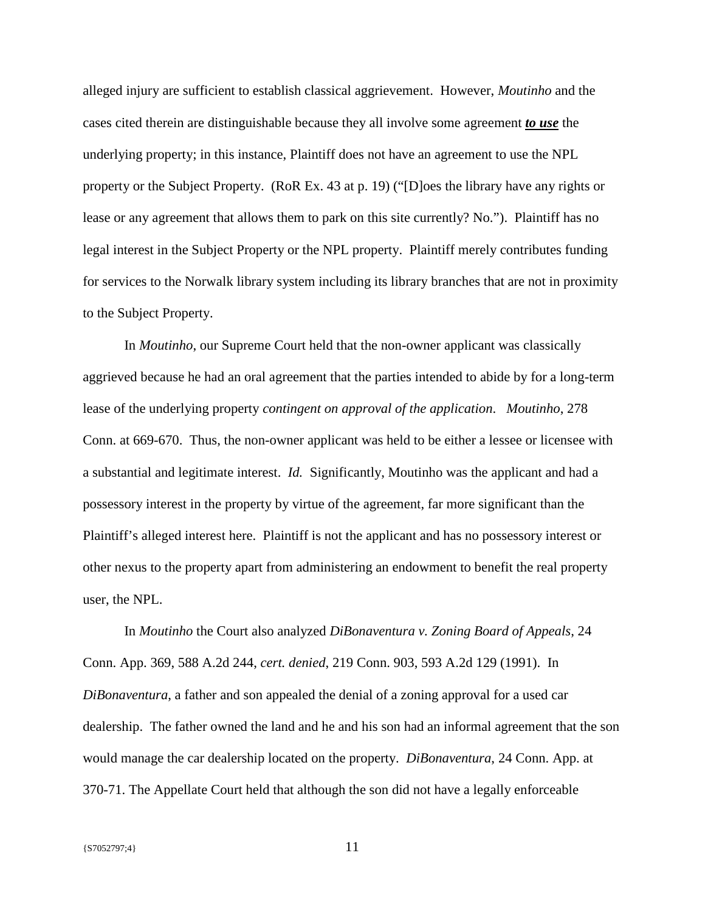alleged injury are sufficient to establish classical aggrievement. However, *Moutinho* and the cases cited therein are distinguishable because they all involve some agreement ***to use*** the underlying property; in this instance, Plaintiff does not have an agreement to use the NPL property or the Subject Property. (RoR Ex. 43 at p. 19) ("[D]oes the library have any rights or lease or any agreement that allows them to park on this site currently? No."). Plaintiff has no legal interest in the Subject Property or the NPL property. Plaintiff merely contributes funding for services to the Norwalk library system including its library branches that are not in proximity to the Subject Property.

In *Moutinho*, our Supreme Court held that the non-owner applicant was classically aggrieved because he had an oral agreement that the parties intended to abide by for a long-term lease of the underlying property *contingent on approval of the application*. *Moutinho*, 278 Conn. at 669-670. Thus, the non-owner applicant was held to be either a lessee or licensee with a substantial and legitimate interest. *Id.* Significantly, Moutinho was the applicant and had a possessory interest in the property by virtue of the agreement, far more significant than the Plaintiff's alleged interest here. Plaintiff is not the applicant and has no possessory interest or other nexus to the property apart from administering an endowment to benefit the real property user, the NPL.

In *Moutinho* the Court also analyzed *DiBonaventura v. Zoning Board of Appeals*, 24 Conn. App. 369, 588 A.2d 244, *cert. denied*, 219 Conn. 903, 593 A.2d 129 (1991). In *DiBonaventura*, a father and son appealed the denial of a zoning approval for a used car dealership. The father owned the land and he and his son had an informal agreement that the son would manage the car dealership located on the property. *DiBonaventura*, 24 Conn. App. at 370-71. The Appellate Court held that although the son did not have a legally enforceable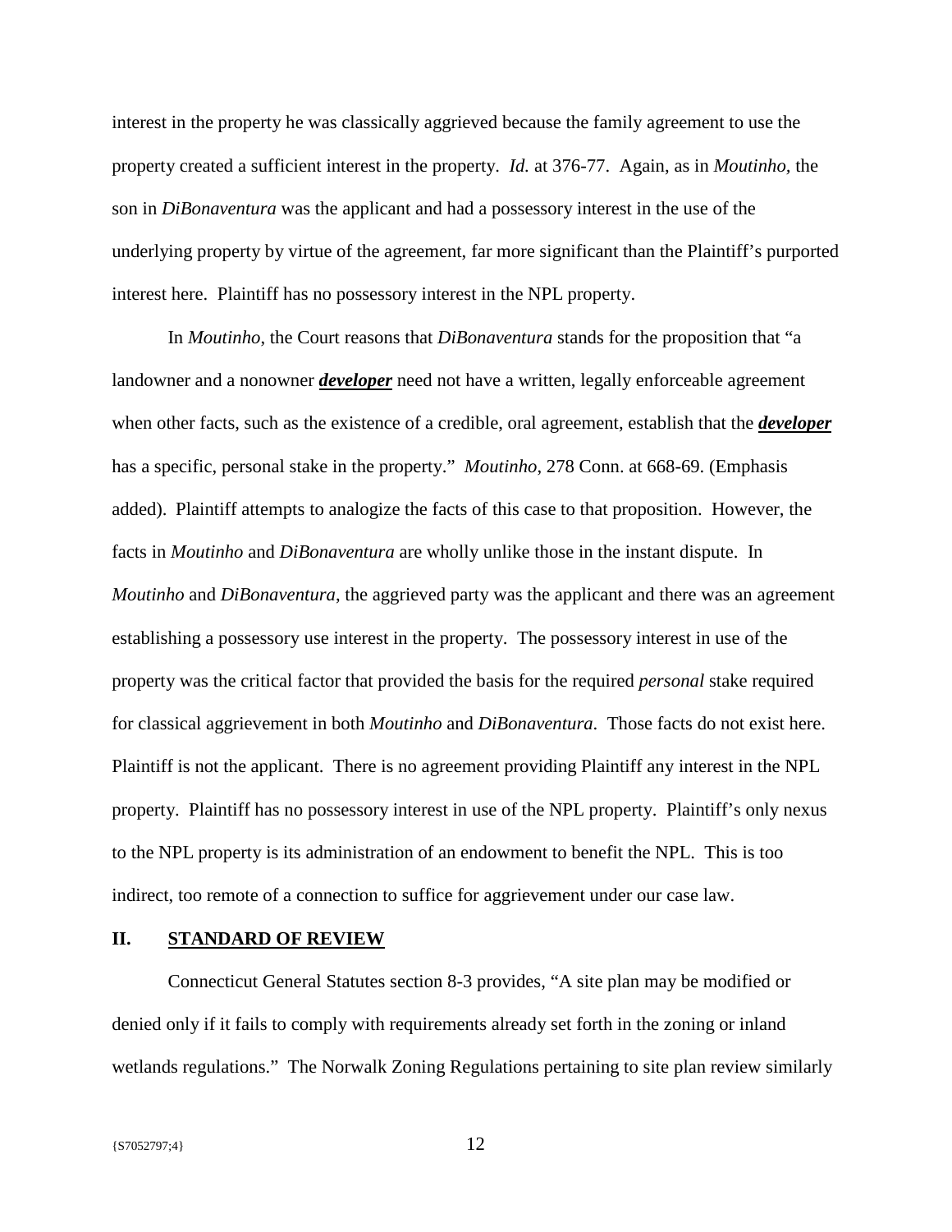interest in the property he was classically aggrieved because the family agreement to use the property created a sufficient interest in the property. *Id.* at 376-77. Again, as in *Moutinho*, the son in *DiBonaventura* was the applicant and had a possessory interest in the use of the underlying property by virtue of the agreement, far more significant than the Plaintiff's purported interest here. Plaintiff has no possessory interest in the NPL property.

In *Moutinho*, the Court reasons that *DiBonaventura* stands for the proposition that "a landowner and a nonowner ***developer*** need not have a written, legally enforceable agreement when other facts, such as the existence of a credible, oral agreement, establish that the ***developer*** has a specific, personal stake in the property." *Moutinho*, 278 Conn. at 668-69. (Emphasis added). Plaintiff attempts to analogize the facts of this case to that proposition. However, the facts in *Moutinho* and *DiBonaventura* are wholly unlike those in the instant dispute. In *Moutinho* and *DiBonaventura*, the aggrieved party was the applicant and there was an agreement establishing a possessory use interest in the property. The possessory interest in use of the property was the critical factor that provided the basis for the required *personal* stake required for classical aggrievement in both *Moutinho* and *DiBonaventura*. Those facts do not exist here. Plaintiff is not the applicant. There is no agreement providing Plaintiff any interest in the NPL property. Plaintiff has no possessory interest in use of the NPL property. Plaintiff's only nexus to the NPL property is its administration of an endowment to benefit the NPL. This is too indirect, too remote of a connection to suffice for aggrievement under our case law.

## II. STANDARD OF REVIEW

Connecticut General Statutes section 8-3 provides, "A site plan may be modified or denied only if it fails to comply with requirements already set forth in the zoning or inland wetlands regulations." The Norwalk Zoning Regulations pertaining to site plan review similarly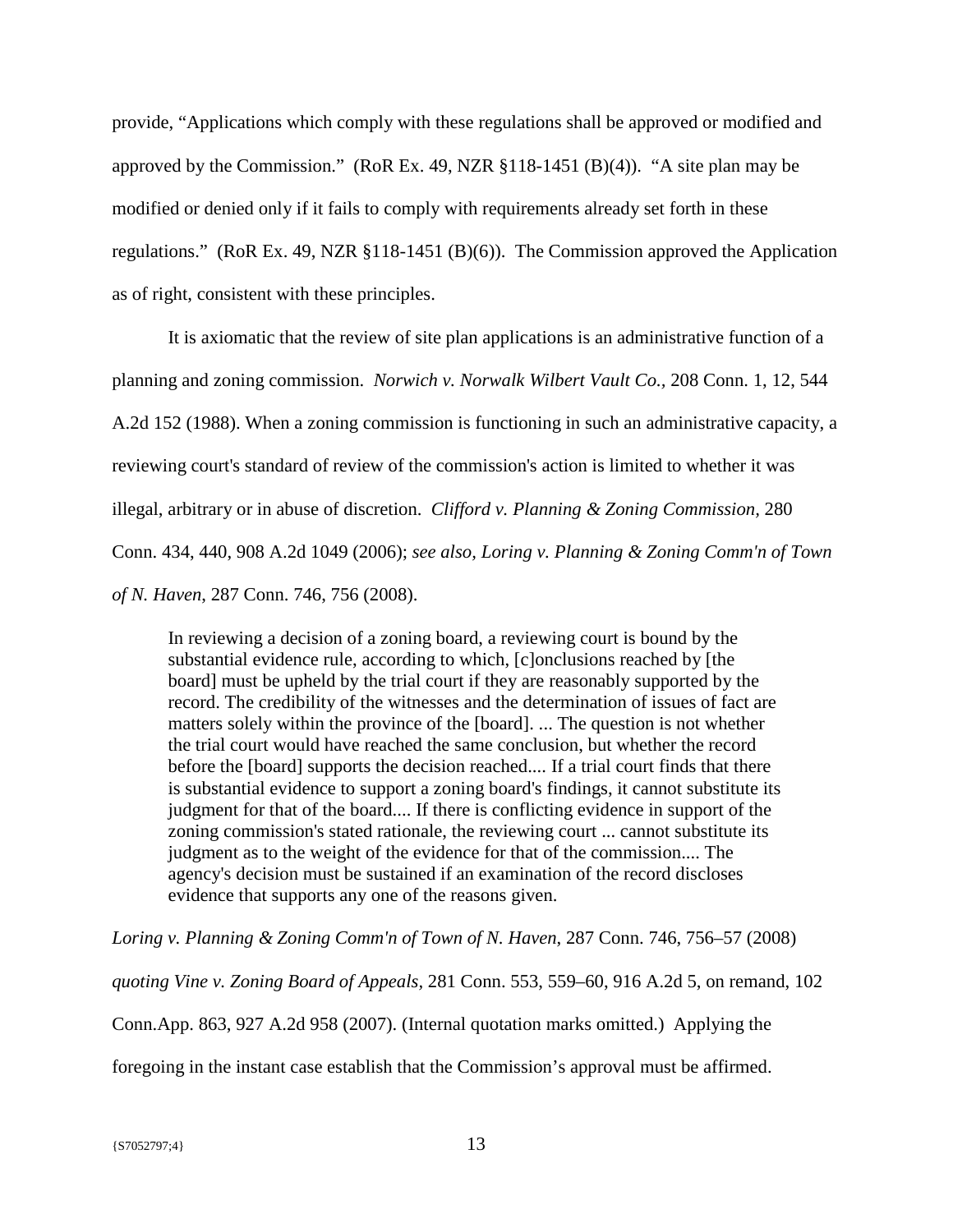provide, "Applications which comply with these regulations shall be approved or modified and approved by the Commission." (RoR Ex. 49, NZR §118-1451 (B)(4)). "A site plan may be modified or denied only if it fails to comply with requirements already set forth in these regulations." (RoR Ex. 49, NZR §118-1451 (B)(6)). The Commission approved the Application as of right, consistent with these principles.

It is axiomatic that the review of site plan applications is an administrative function of a planning and zoning commission. *Norwich v. Norwalk Wilbert Vault Co.*, 208 Conn. 1, 12, 544 A.2d 152 (1988). When a zoning commission is functioning in such an administrative capacity, a reviewing court's standard of review of the commission's action is limited to whether it was illegal, arbitrary or in abuse of discretion. *Clifford v. Planning & Zoning Commission*, 280 Conn. 434, 440, 908 A.2d 1049 (2006); *see also, Loring v. Planning & Zoning Comm'n of Town of N. Haven*, 287 Conn. 746, 756 (2008).

> In reviewing a decision of a zoning board, a reviewing court is bound by the substantial evidence rule, according to which, [c]onclusions reached by [the board] must be upheld by the trial court if they are reasonably supported by the record. The credibility of the witnesses and the determination of issues of fact are matters solely within the province of the [board]. ... The question is not whether the trial court would have reached the same conclusion, but whether the record before the [board] supports the decision reached.... If a trial court finds that there is substantial evidence to support a zoning board's findings, it cannot substitute its judgment for that of the board.... If there is conflicting evidence in support of the zoning commission's stated rationale, the reviewing court ... cannot substitute its judgment as to the weight of the evidence for that of the commission.... The agency's decision must be sustained if an examination of the record discloses evidence that supports any one of the reasons given.

*Loring v. Planning & Zoning Comm'n of Town of N. Haven*, 287 Conn. 746, 756–57 (2008) *quoting Vine v. Zoning Board of Appeals*, 281 Conn. 553, 559–60, 916 A.2d 5, on remand, 102 Conn.App. 863, 927 A.2d 958 (2007). (Internal quotation marks omitted.) Applying the foregoing in the instant case establish that the Commission's approval must be affirmed.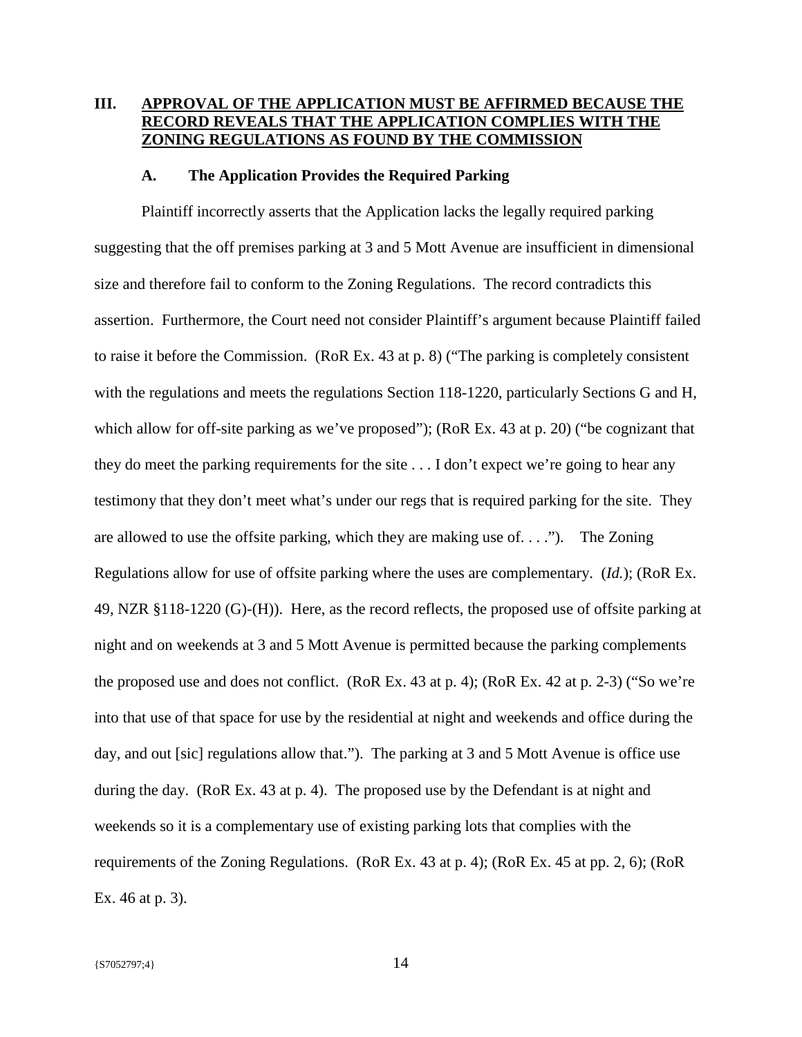## III. APPROVAL OF THE APPLICATION MUST BE AFFIRMED BECAUSE THE RECORD REVEALS THAT THE APPLICATION COMPLIES WITH THE ZONING REGULATIONS AS FOUND BY THE COMMISSION

### A. The Application Provides the Required Parking

Plaintiff incorrectly asserts that the Application lacks the legally required parking suggesting that the off premises parking at 3 and 5 Mott Avenue are insufficient in dimensional size and therefore fail to conform to the Zoning Regulations. The record contradicts this assertion. Furthermore, the Court need not consider Plaintiff's argument because Plaintiff failed to raise it before the Commission. (RoR Ex. 43 at p. 8) ("The parking is completely consistent with the regulations and meets the regulations Section 118-1220, particularly Sections G and H, which allow for off-site parking as we've proposed"); (RoR Ex. 43 at p. 20) ("be cognizant that they do meet the parking requirements for the site . . . I don't expect we're going to hear any testimony that they don't meet what's under our regs that is required parking for the site. They are allowed to use the offsite parking, which they are making use of. . . ."). The Zoning Regulations allow for use of offsite parking where the uses are complementary. (*Id.*); (RoR Ex. 49, NZR §118-1220 (G)-(H)). Here, as the record reflects, the proposed use of offsite parking at night and on weekends at 3 and 5 Mott Avenue is permitted because the parking complements the proposed use and does not conflict. (RoR Ex. 43 at p. 4); (RoR Ex. 42 at p. 2-3) ("So we're into that use of that space for use by the residential at night and weekends and office during the day, and out [sic] regulations allow that."). The parking at 3 and 5 Mott Avenue is office use during the day. (RoR Ex. 43 at p. 4). The proposed use by the Defendant is at night and weekends so it is a complementary use of existing parking lots that complies with the requirements of the Zoning Regulations. (RoR Ex. 43 at p. 4); (RoR Ex. 45 at pp. 2, 6); (RoR Ex. 46 at p. 3).

{S7052797;4}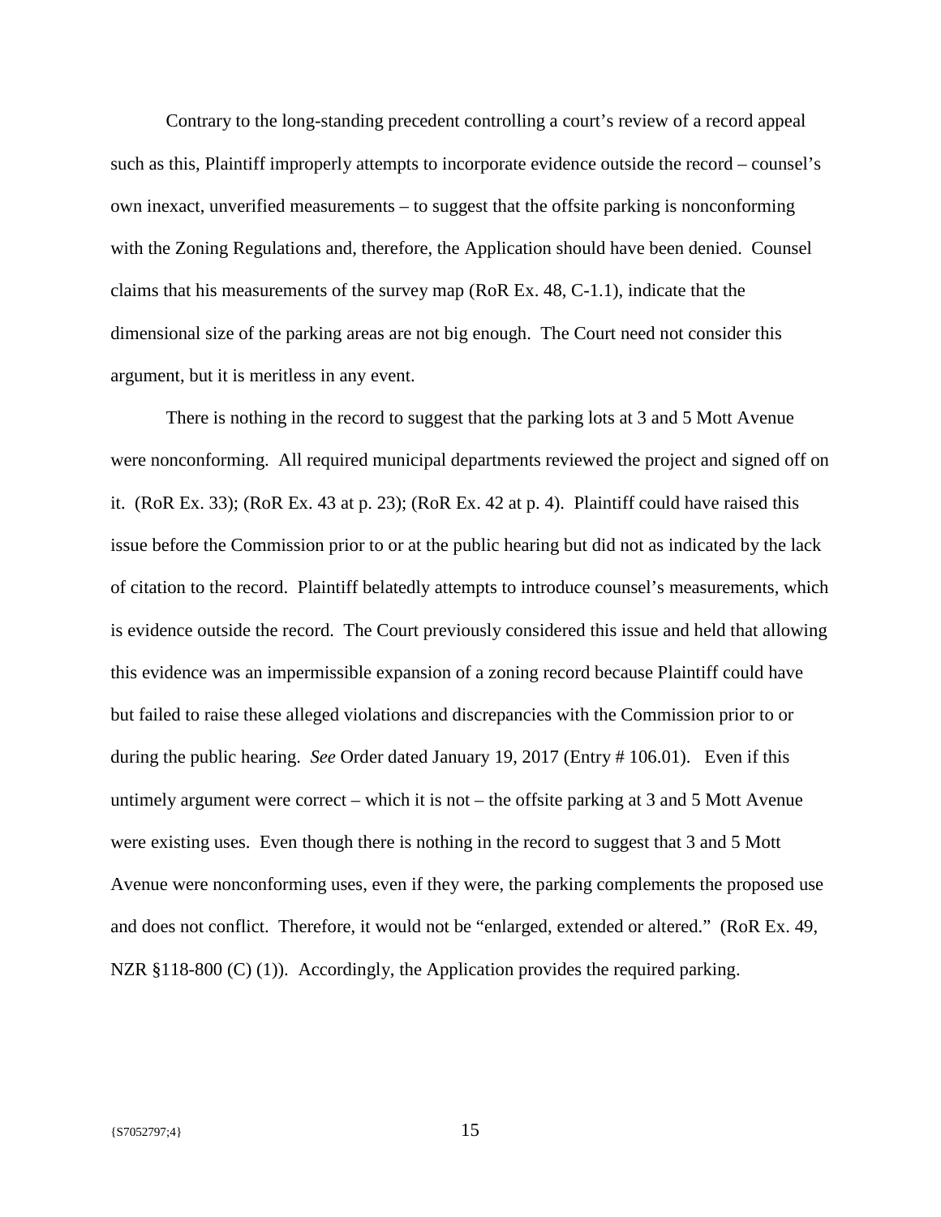Contrary to the long-standing precedent controlling a court's review of a record appeal such as this, Plaintiff improperly attempts to incorporate evidence outside the record – counsel's own inexact, unverified measurements – to suggest that the offsite parking is nonconforming with the Zoning Regulations and, therefore, the Application should have been denied. Counsel claims that his measurements of the survey map (RoR Ex. 48, C-1.1), indicate that the dimensional size of the parking areas are not big enough. The Court need not consider this argument, but it is meritless in any event.

There is nothing in the record to suggest that the parking lots at 3 and 5 Mott Avenue were nonconforming. All required municipal departments reviewed the project and signed off on it. (RoR Ex. 33); (RoR Ex. 43 at p. 23); (RoR Ex. 42 at p. 4). Plaintiff could have raised this issue before the Commission prior to or at the public hearing but did not as indicated by the lack of citation to the record. Plaintiff belatedly attempts to introduce counsel's measurements, which is evidence outside the record. The Court previously considered this issue and held that allowing this evidence was an impermissible expansion of a zoning record because Plaintiff could have but failed to raise these alleged violations and discrepancies with the Commission prior to or during the public hearing. *See* Order dated January 19, 2017 (Entry # 106.01). Even if this untimely argument were correct – which it is not – the offsite parking at 3 and 5 Mott Avenue were existing uses. Even though there is nothing in the record to suggest that 3 and 5 Mott Avenue were nonconforming uses, even if they were, the parking complements the proposed use and does not conflict. Therefore, it would not be "enlarged, extended or altered." (RoR Ex. 49, NZR §118-800 (C) (1)). Accordingly, the Application provides the required parking.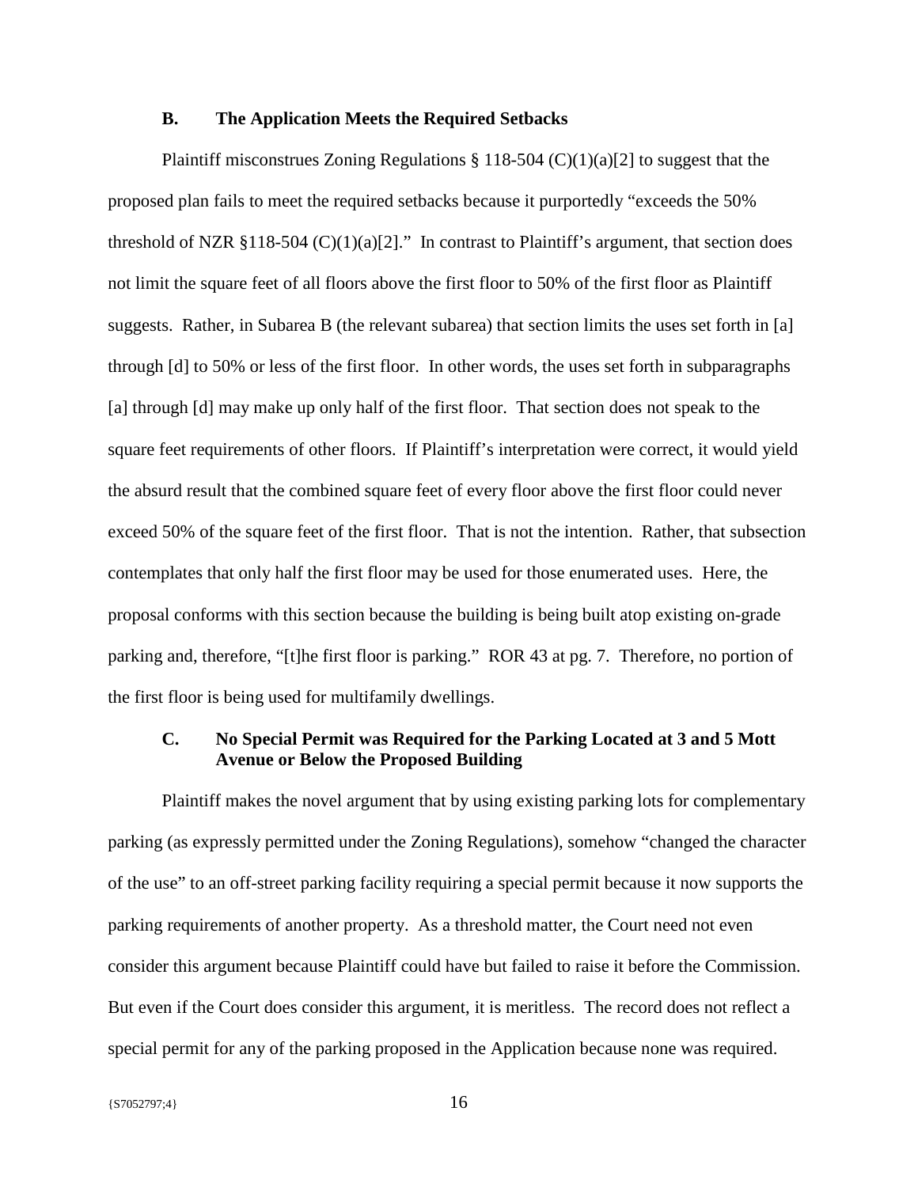### B. The Application Meets the Required Setbacks

Plaintiff misconstrues Zoning Regulations § 118-504 (C)(1)(a)[2] to suggest that the proposed plan fails to meet the required setbacks because it purportedly "exceeds the 50% threshold of NZR §118-504 (C)(1)(a)[2]." In contrast to Plaintiff's argument, that section does not limit the square feet of all floors above the first floor to 50% of the first floor as Plaintiff suggests. Rather, in Subarea B (the relevant subarea) that section limits the uses set forth in [a] through [d] to 50% or less of the first floor. In other words, the uses set forth in subparagraphs [a] through [d] may make up only half of the first floor. That section does not speak to the square feet requirements of other floors. If Plaintiff's interpretation were correct, it would yield the absurd result that the combined square feet of every floor above the first floor could never exceed 50% of the square feet of the first floor. That is not the intention. Rather, that subsection contemplates that only half the first floor may be used for those enumerated uses. Here, the proposal conforms with this section because the building is being built atop existing on-grade parking and, therefore, "[t]he first floor is parking." ROR 43 at pg. 7. Therefore, no portion of the first floor is being used for multifamily dwellings.

### C. No Special Permit was Required for the Parking Located at 3 and 5 Mott Avenue or Below the Proposed Building

Plaintiff makes the novel argument that by using existing parking lots for complementary parking (as expressly permitted under the Zoning Regulations), somehow "changed the character of the use" to an off-street parking facility requiring a special permit because it now supports the parking requirements of another property. As a threshold matter, the Court need not even consider this argument because Plaintiff could have but failed to raise it before the Commission. But even if the Court does consider this argument, it is meritless. The record does not reflect a special permit for any of the parking proposed in the Application because none was required.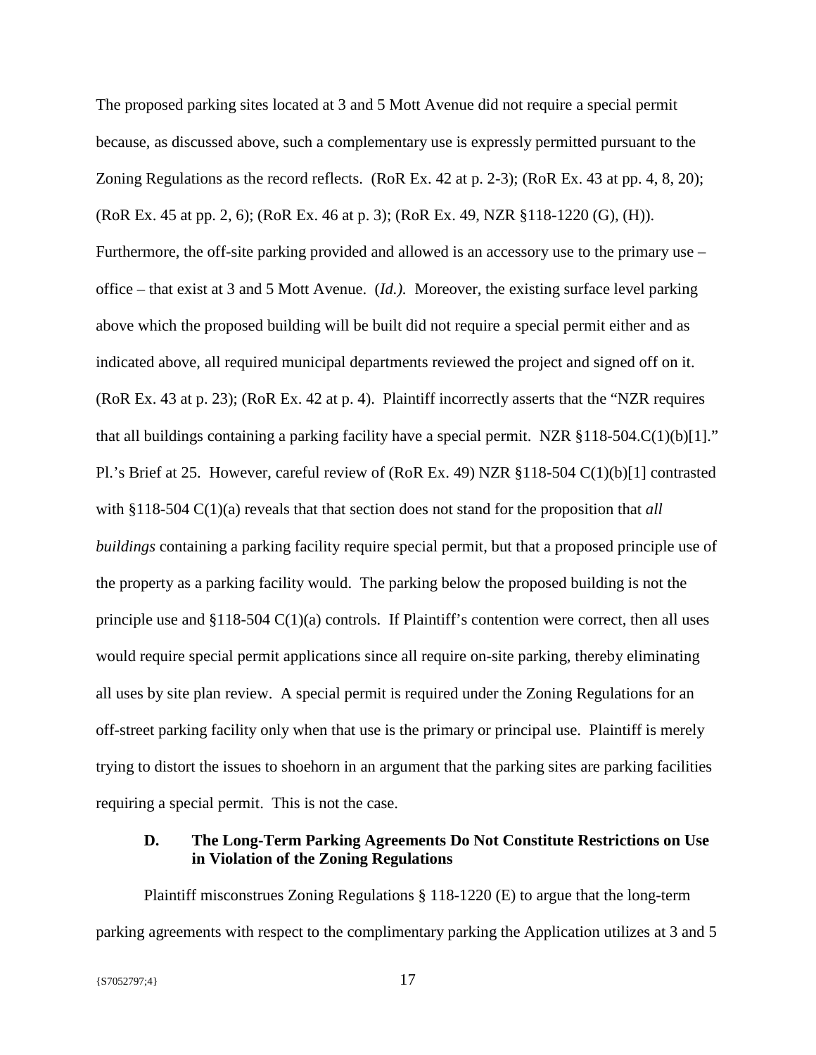The proposed parking sites located at 3 and 5 Mott Avenue did not require a special permit because, as discussed above, such a complementary use is expressly permitted pursuant to the Zoning Regulations as the record reflects. (RoR Ex. 42 at p. 2-3); (RoR Ex. 43 at pp. 4, 8, 20); (RoR Ex. 45 at pp. 2, 6); (RoR Ex. 46 at p. 3); (RoR Ex. 49, NZR §118-1220 (G), (H)). Furthermore, the off-site parking provided and allowed is an accessory use to the primary use – office – that exist at 3 and 5 Mott Avenue. (*Id.).* Moreover, the existing surface level parking above which the proposed building will be built did not require a special permit either and as indicated above, all required municipal departments reviewed the project and signed off on it. (RoR Ex. 43 at p. 23); (RoR Ex. 42 at p. 4). Plaintiff incorrectly asserts that the "NZR requires that all buildings containing a parking facility have a special permit. NZR §118-504.C(1)(b)[1]." Pl.'s Brief at 25. However, careful review of (RoR Ex. 49) NZR §118-504 C(1)(b)[1] contrasted with §118-504 C(1)(a) reveals that that section does not stand for the proposition that *all buildings* containing a parking facility require special permit, but that a proposed principle use of the property as a parking facility would. The parking below the proposed building is not the principle use and §118-504 C(1)(a) controls. If Plaintiff's contention were correct, then all uses would require special permit applications since all require on-site parking, thereby eliminating all uses by site plan review. A special permit is required under the Zoning Regulations for an off-street parking facility only when that use is the primary or principal use. Plaintiff is merely trying to distort the issues to shoehorn in an argument that the parking sites are parking facilities requiring a special permit. This is not the case.

### D. The Long-Term Parking Agreements Do Not Constitute Restrictions on Use in Violation of the Zoning Regulations

Plaintiff misconstrues Zoning Regulations § 118-1220 (E) to argue that the long-term parking agreements with respect to the complimentary parking the Application utilizes at 3 and 5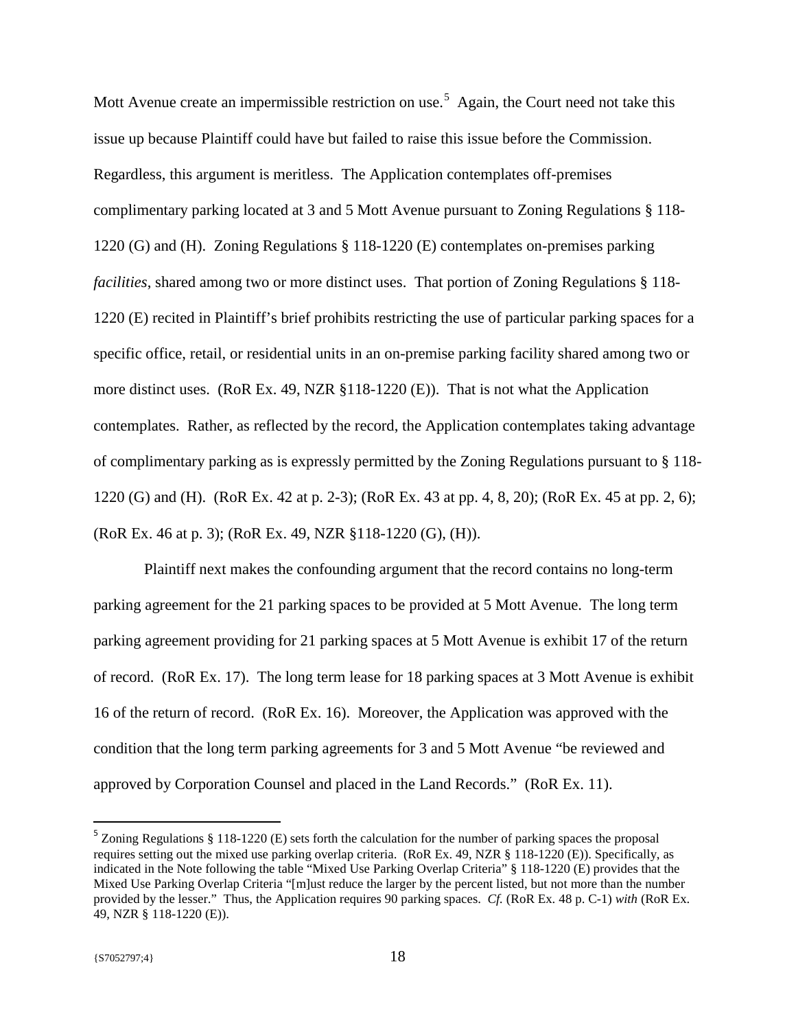Mott Avenue create an impermissible restriction on use.[5] Again, the Court need not take this issue up because Plaintiff could have but failed to raise this issue before the Commission. Regardless, this argument is meritless. The Application contemplates off-premises complimentary parking located at 3 and 5 Mott Avenue pursuant to Zoning Regulations § 118-1220 (G) and (H). Zoning Regulations § 118-1220 (E) contemplates on-premises parking *facilities*, shared among two or more distinct uses. That portion of Zoning Regulations § 118-1220 (E) recited in Plaintiff's brief prohibits restricting the use of particular parking spaces for a specific office, retail, or residential units in an on-premise parking facility shared among two or more distinct uses. (RoR Ex. 49, NZR §118-1220 (E)). That is not what the Application contemplates. Rather, as reflected by the record, the Application contemplates taking advantage of complimentary parking as is expressly permitted by the Zoning Regulations pursuant to § 118-1220 (G) and (H). (RoR Ex. 42 at p. 2-3); (RoR Ex. 43 at pp. 4, 8, 20); (RoR Ex. 45 at pp. 2, 6); (RoR Ex. 46 at p. 3); (RoR Ex. 49, NZR §118-1220 (G), (H)).

Plaintiff next makes the confounding argument that the record contains no long-term parking agreement for the 21 parking spaces to be provided at 5 Mott Avenue. The long term parking agreement providing for 21 parking spaces at 5 Mott Avenue is exhibit 17 of the return of record. (RoR Ex. 17). The long term lease for 18 parking spaces at 3 Mott Avenue is exhibit 16 of the return of record. (RoR Ex. 16). Moreover, the Application was approved with the condition that the long term parking agreements for 3 and 5 Mott Avenue "be reviewed and approved by Corporation Counsel and placed in the Land Records." (RoR Ex. 11).

[5] Zoning Regulations § 118-1220 (E) sets forth the calculation for the number of parking spaces the proposal requires setting out the mixed use parking overlap criteria. (RoR Ex. 49, NZR § 118-1220 (E)). Specifically, as indicated in the Note following the table "Mixed Use Parking Overlap Criteria" § 118-1220 (E) provides that the Mixed Use Parking Overlap Criteria "[m]ust reduce the larger by the percent listed, but not more than the number provided by the lesser." Thus, the Application requires 90 parking spaces. *Cf.* (RoR Ex. 48 p. C-1) *with* (RoR Ex. 49, NZR § 118-1220 (E)).

{S7052797;4}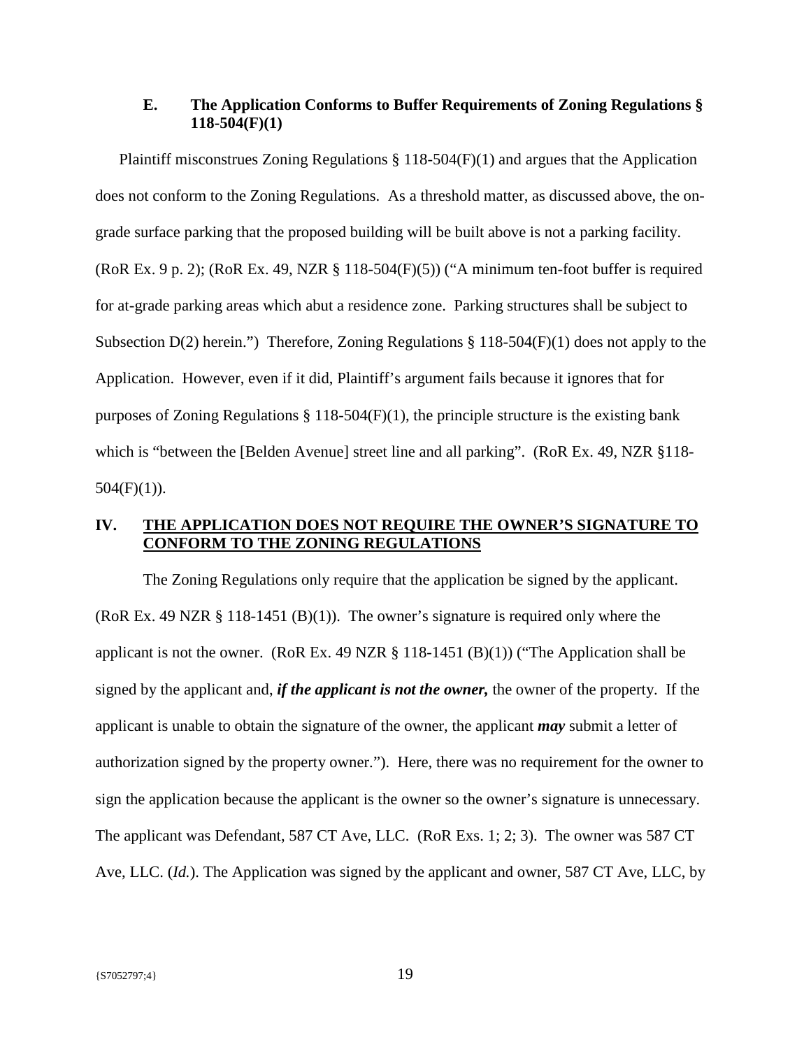### E. The Application Conforms to Buffer Requirements of Zoning Regulations § 118-504(F)(1)

Plaintiff misconstrues Zoning Regulations § 118-504(F)(1) and argues that the Application does not conform to the Zoning Regulations. As a threshold matter, as discussed above, the on-grade surface parking that the proposed building will be built above is not a parking facility. (RoR Ex. 9 p. 2); (RoR Ex. 49, NZR § 118-504(F)(5)) ("A minimum ten-foot buffer is required for at-grade parking areas which abut a residence zone. Parking structures shall be subject to Subsection D(2) herein.") Therefore, Zoning Regulations § 118-504(F)(1) does not apply to the Application. However, even if it did, Plaintiff's argument fails because it ignores that for purposes of Zoning Regulations § 118-504(F)(1), the principle structure is the existing bank which is "between the [Belden Avenue] street line and all parking". (RoR Ex. 49, NZR §118-504(F)(1)).

## IV. <u>THE APPLICATION DOES NOT REQUIRE THE OWNER'S SIGNATURE TO CONFORM TO THE ZONING REGULATIONS</u>

The Zoning Regulations only require that the application be signed by the applicant. (RoR Ex. 49 NZR § 118-1451 (B)(1)). The owner's signature is required only where the applicant is not the owner. (RoR Ex. 49 NZR § 118-1451 (B)(1)) ("The Application shall be signed by the applicant and, ***if the applicant is not the owner,*** the owner of the property. If the applicant is unable to obtain the signature of the owner, the applicant ***may*** submit a letter of authorization signed by the property owner."). Here, there was no requirement for the owner to sign the application because the applicant is the owner so the owner's signature is unnecessary. The applicant was Defendant, 587 CT Ave, LLC. (RoR Exs. 1; 2; 3). The owner was 587 CT Ave, LLC. (*Id.*). The Application was signed by the applicant and owner, 587 CT Ave, LLC, by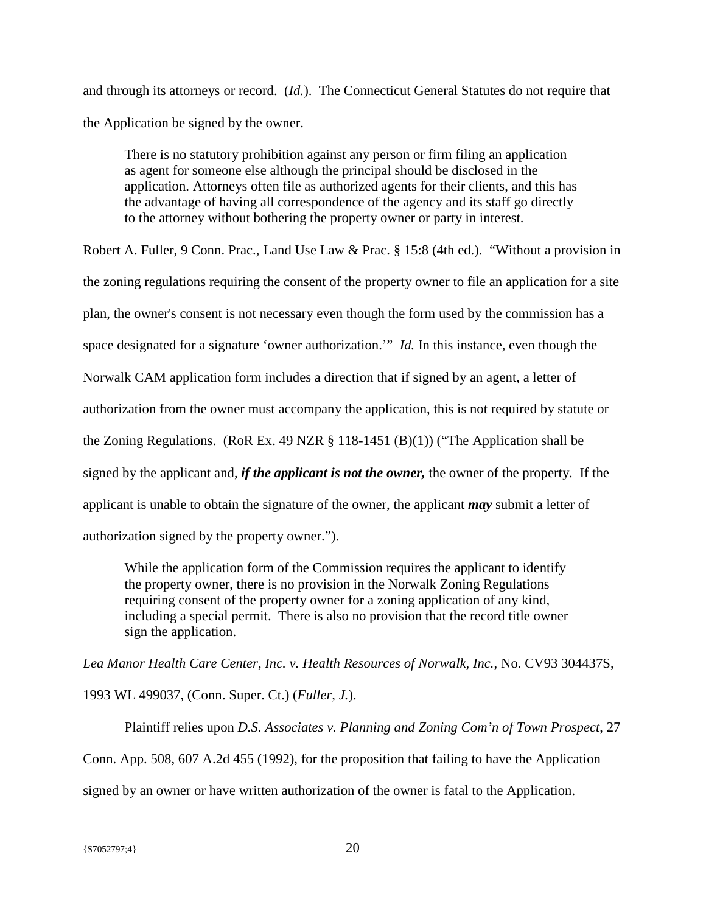and through its attorneys or record. (*Id.*). The Connecticut General Statutes do not require that the Application be signed by the owner.

> There is no statutory prohibition against any person or firm filing an application as agent for someone else although the principal should be disclosed in the application. Attorneys often file as authorized agents for their clients, and this has the advantage of having all correspondence of the agency and its staff go directly to the attorney without bothering the property owner or party in interest.

Robert A. Fuller, 9 Conn. Prac., Land Use Law & Prac. § 15:8 (4th ed.). "Without a provision in the zoning regulations requiring the consent of the property owner to file an application for a site plan, the owner's consent is not necessary even though the form used by the commission has a space designated for a signature 'owner authorization.'" *Id.* In this instance, even though the Norwalk CAM application form includes a direction that if signed by an agent, a letter of authorization from the owner must accompany the application, this is not required by statute or the Zoning Regulations. (RoR Ex. 49 NZR § 118-1451 (B)(1)) ("The Application shall be signed by the applicant and, ***if the applicant is not the owner,*** the owner of the property. If the applicant is unable to obtain the signature of the owner, the applicant ***may*** submit a letter of authorization signed by the property owner.").

> While the application form of the Commission requires the applicant to identify the property owner, there is no provision in the Norwalk Zoning Regulations requiring consent of the property owner for a zoning application of any kind, including a special permit. There is also no provision that the record title owner sign the application.

*Lea Manor Health Care Center, Inc. v. Health Resources of Norwalk, Inc.*, No. CV93 304437S, 1993 WL 499037, (Conn. Super. Ct.) (*Fuller, J.*).

Plaintiff relies upon *D.S. Associates v. Planning and Zoning Com'n of Town Prospect*, 27 Conn. App. 508, 607 A.2d 455 (1992), for the proposition that failing to have the Application signed by an owner or have written authorization of the owner is fatal to the Application.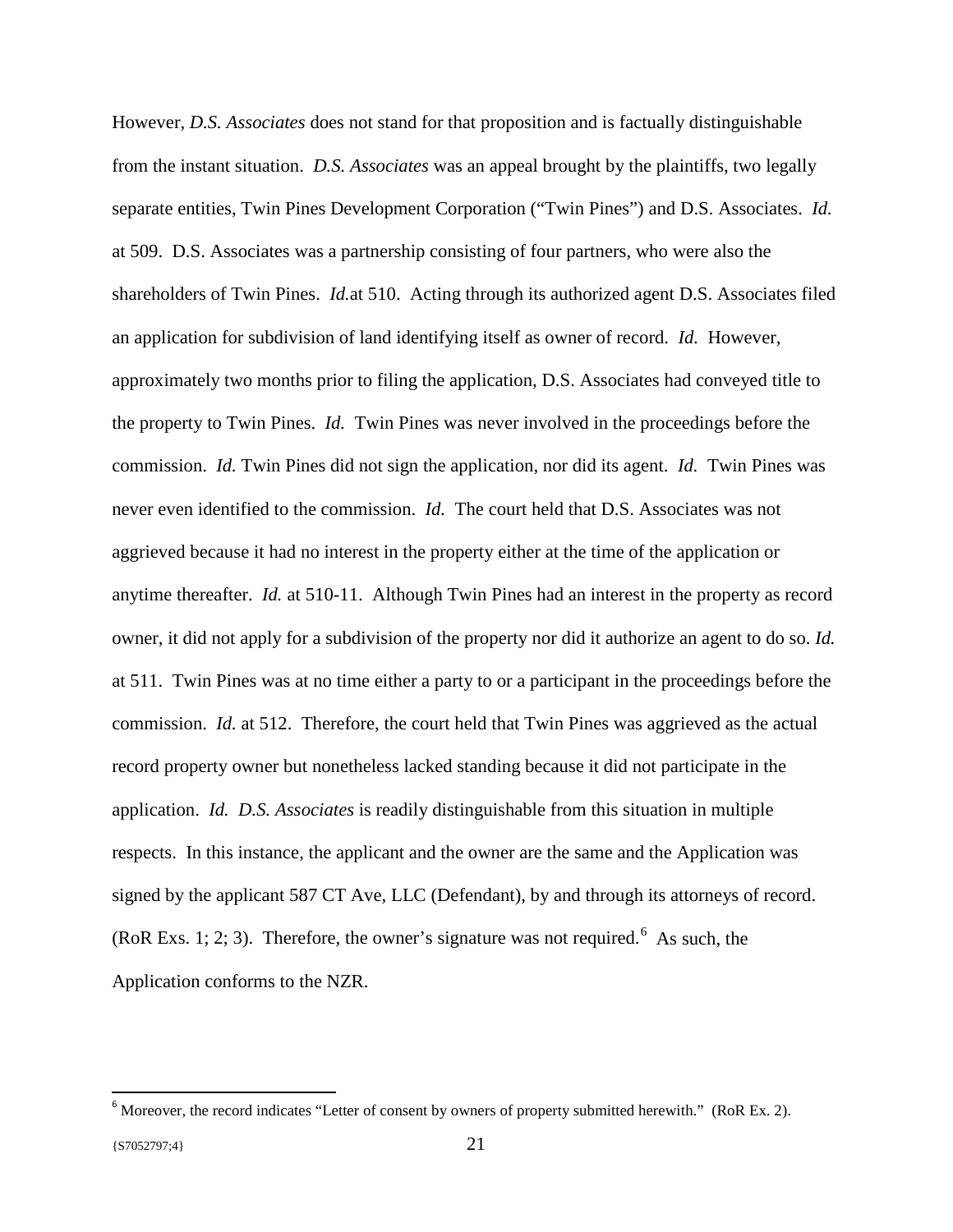However, *D.S. Associates* does not stand for that proposition and is factually distinguishable from the instant situation. *D.S. Associates* was an appeal brought by the plaintiffs, two legally separate entities, Twin Pines Development Corporation ("Twin Pines") and D.S. Associates. *Id.* at 509. D.S. Associates was a partnership consisting of four partners, who were also the shareholders of Twin Pines. *Id.*at 510. Acting through its authorized agent D.S. Associates filed an application for subdivision of land identifying itself as owner of record. *Id.* However, approximately two months prior to filing the application, D.S. Associates had conveyed title to the property to Twin Pines. *Id.* Twin Pines was never involved in the proceedings before the commission. *Id.* Twin Pines did not sign the application, nor did its agent. *Id.* Twin Pines was never even identified to the commission. *Id.* The court held that D.S. Associates was not aggrieved because it had no interest in the property either at the time of the application or anytime thereafter. *Id.* at 510-11. Although Twin Pines had an interest in the property as record owner, it did not apply for a subdivision of the property nor did it authorize an agent to do so. *Id.* at 511. Twin Pines was at no time either a party to or a participant in the proceedings before the commission. *Id.* at 512. Therefore, the court held that Twin Pines was aggrieved as the actual record property owner but nonetheless lacked standing because it did not participate in the application. *Id.* *D.S. Associates* is readily distinguishable from this situation in multiple respects. In this instance, the applicant and the owner are the same and the Application was signed by the applicant 587 CT Ave, LLC (Defendant), by and through its attorneys of record. (RoR Exs. 1; 2; 3). Therefore, the owner's signature was not required.[6] As such, the Application conforms to the NZR.

---

[6] Moreover, the record indicates "Letter of consent by owners of property submitted herewith." (RoR Ex. 2).

{S7052797;4}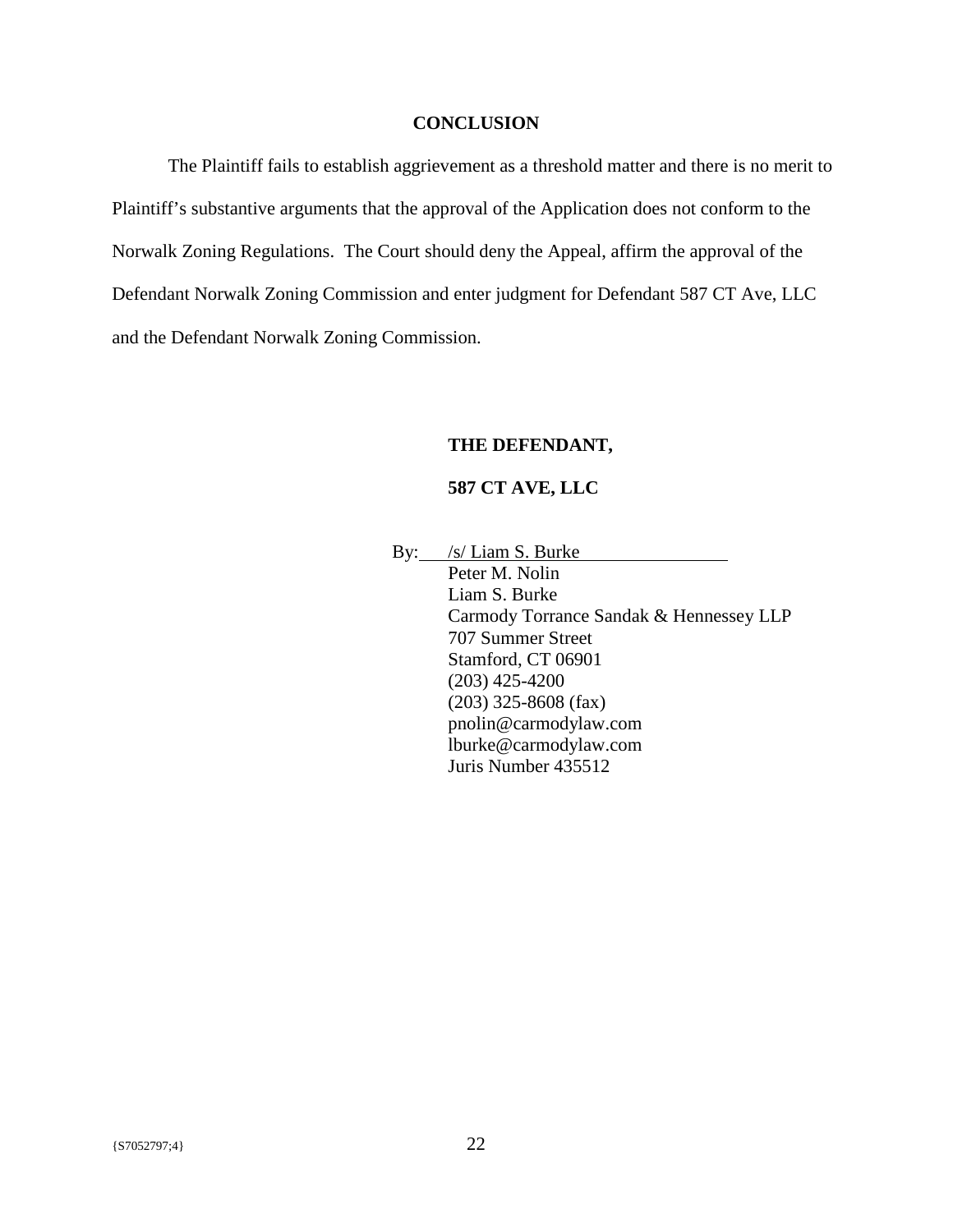## CONCLUSION

The Plaintiff fails to establish aggrievement as a threshold matter and there is no merit to Plaintiff's substantive arguments that the approval of the Application does not conform to the Norwalk Zoning Regulations. The Court should deny the Appeal, affirm the approval of the Defendant Norwalk Zoning Commission and enter judgment for Defendant 587 CT Ave, LLC and the Defendant Norwalk Zoning Commission.

**THE DEFENDANT,**

**587 CT AVE, LLC**

By: /s/ Liam S. Burke
Peter M. Nolin
Liam S. Burke
Carmody Torrance Sandak & Hennessey LLP
707 Summer Street
Stamford, CT 06901
(203) 425-4200
(203) 325-8608 (fax)
pnolin@carmodylaw.com
lburke@carmodylaw.com
Juris Number 435512

{S7052797;4}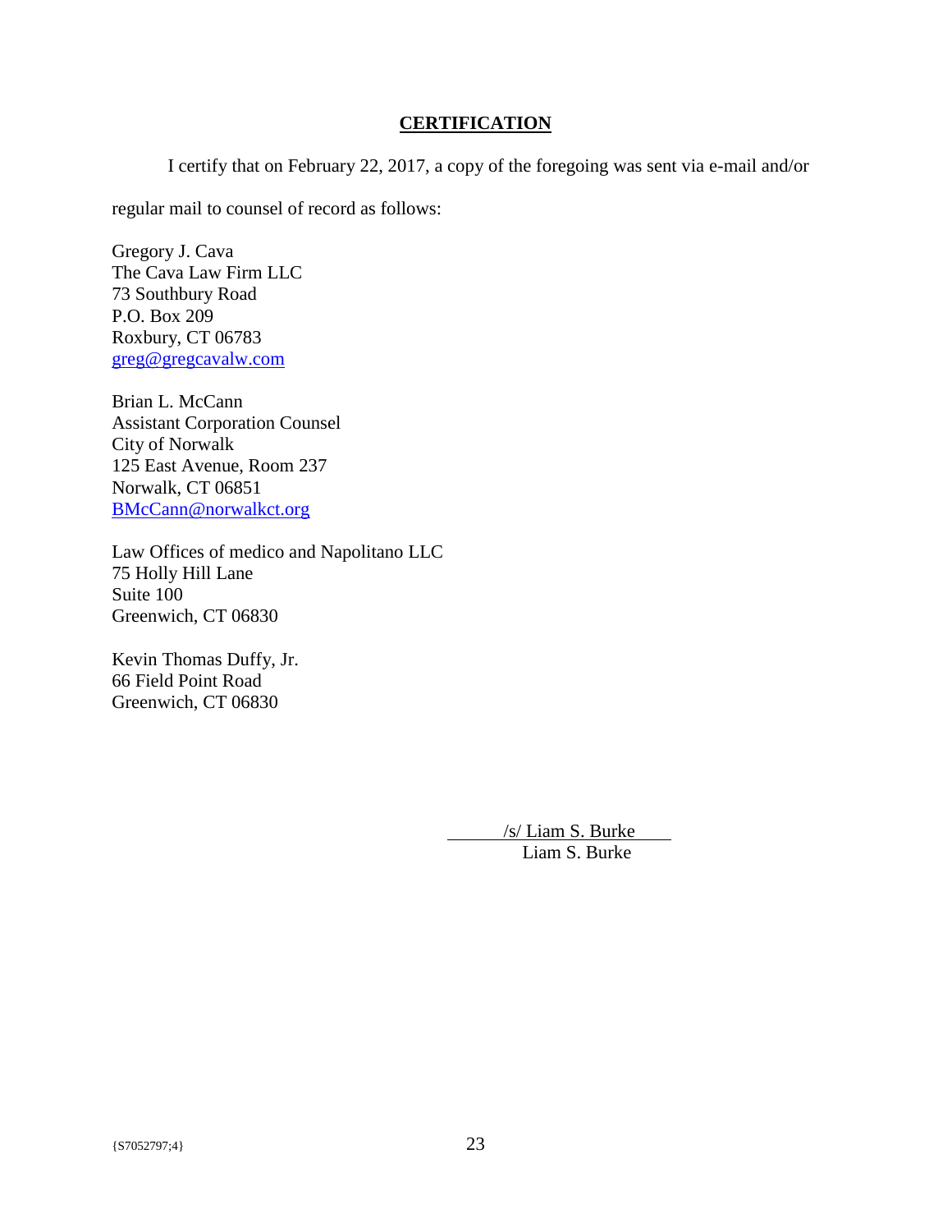## CERTIFICATION

I certify that on February 22, 2017, a copy of the foregoing was sent via e-mail and/or regular mail to counsel of record as follows:

Gregory J. Cava
The Cava Law Firm LLC
73 Southbury Road
P.O. Box 209
Roxbury, CT 06783
greg@gregcavalw.com

Brian L. McCann
Assistant Corporation Counsel
City of Norwalk
125 East Avenue, Room 237
Norwalk, CT 06851
BMcCann@norwalkct.org

Law Offices of medico and Napolitano LLC
75 Holly Hill Lane
Suite 100
Greenwich, CT 06830

Kevin Thomas Duffy, Jr.
66 Field Point Road
Greenwich, CT 06830

/s/ Liam S. Burke
Liam S. Burke

{S7052797;4}